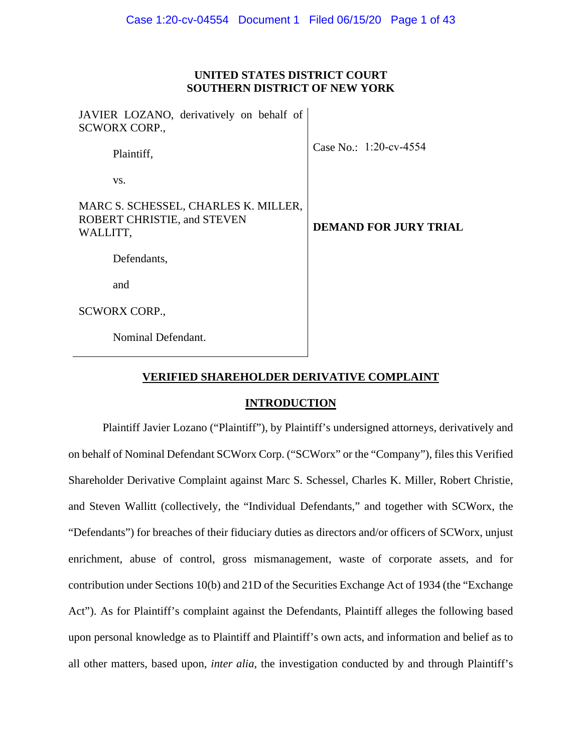**UNITED STATES DISTRICT COURT**
**SOUTHERN DISTRICT OF NEW YORK**

| | |
|---|---|
| JAVIER LOZANO, derivatively on behalf of SCWORX CORP., | Case No.: 1:20-cv-4554 |
| Plaintiff, | |
| vs. | |
| MARC S. SCHESSEL, CHARLES K. MILLER, ROBERT CHRISTIE, and STEVEN WALLITT, | **DEMAND FOR JURY TRIAL** |
| Defendants, | |
| and | |
| SCWORX CORP., | |
| Nominal Defendant. | |

**VERIFIED SHAREHOLDER DERIVATIVE COMPLAINT**

**INTRODUCTION**

Plaintiff Javier Lozano ("Plaintiff"), by Plaintiff's undersigned attorneys, derivatively and on behalf of Nominal Defendant SCWorx Corp. ("SCWorx" or the "Company"), files this Verified Shareholder Derivative Complaint against Marc S. Schessel, Charles K. Miller, Robert Christie, and Steven Wallitt (collectively, the "Individual Defendants," and together with SCWorx, the "Defendants") for breaches of their fiduciary duties as directors and/or officers of SCWorx, unjust enrichment, abuse of control, gross mismanagement, waste of corporate assets, and for contribution under Sections 10(b) and 21D of the Securities Exchange Act of 1934 (the "Exchange Act"). As for Plaintiff's complaint against the Defendants, Plaintiff alleges the following based upon personal knowledge as to Plaintiff and Plaintiff's own acts, and information and belief as to all other matters, based upon, *inter alia*, the investigation conducted by and through Plaintiff's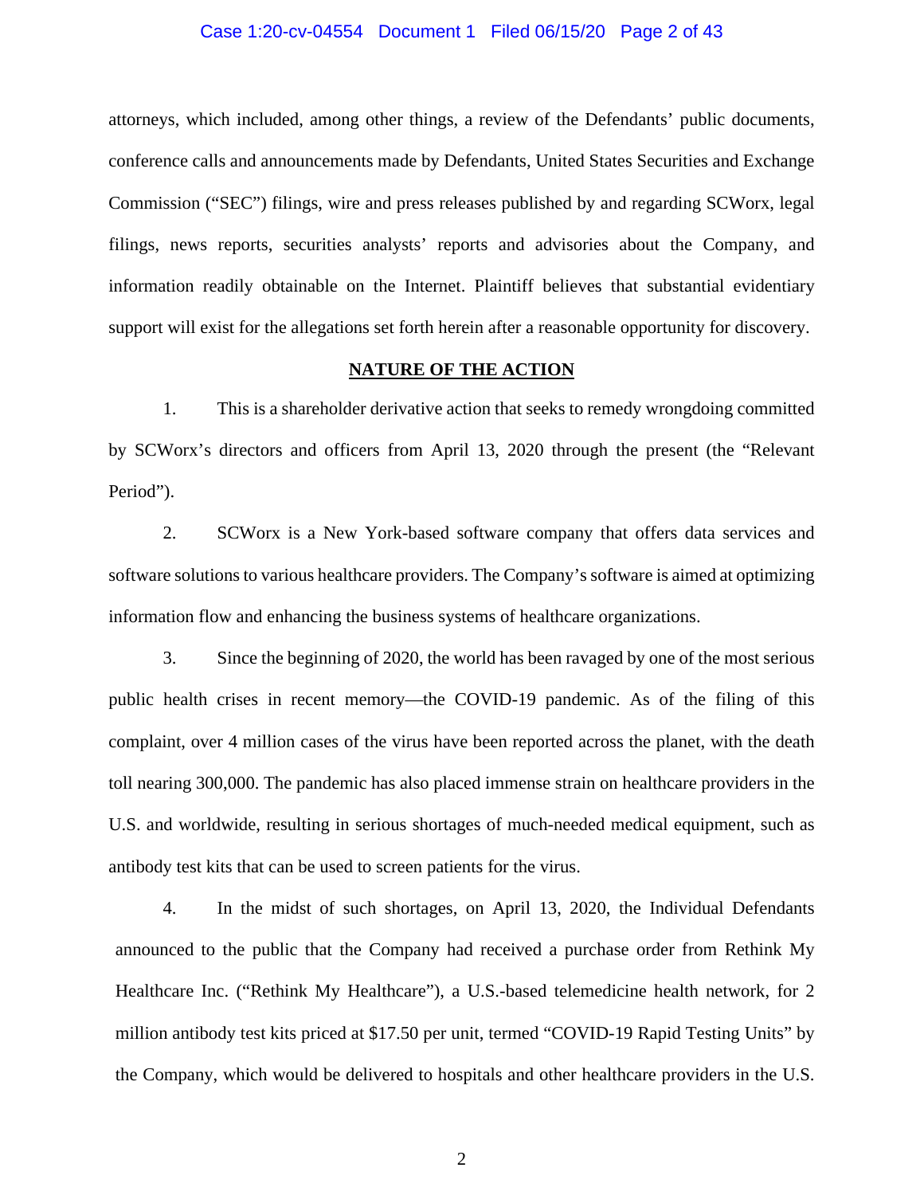attorneys, which included, among other things, a review of the Defendants' public documents, conference calls and announcements made by Defendants, United States Securities and Exchange Commission ("SEC") filings, wire and press releases published by and regarding SCWorx, legal filings, news reports, securities analysts' reports and advisories about the Company, and information readily obtainable on the Internet. Plaintiff believes that substantial evidentiary support will exist for the allegations set forth herein after a reasonable opportunity for discovery.

## NATURE OF THE ACTION

1. This is a shareholder derivative action that seeks to remedy wrongdoing committed by SCWorx's directors and officers from April 13, 2020 through the present (the "Relevant Period").

2. SCWorx is a New York-based software company that offers data services and software solutions to various healthcare providers. The Company's software is aimed at optimizing information flow and enhancing the business systems of healthcare organizations.

3. Since the beginning of 2020, the world has been ravaged by one of the most serious public health crises in recent memory—the COVID-19 pandemic. As of the filing of this complaint, over 4 million cases of the virus have been reported across the planet, with the death toll nearing 300,000. The pandemic has also placed immense strain on healthcare providers in the U.S. and worldwide, resulting in serious shortages of much-needed medical equipment, such as antibody test kits that can be used to screen patients for the virus.

4. In the midst of such shortages, on April 13, 2020, the Individual Defendants announced to the public that the Company had received a purchase order from Rethink My Healthcare Inc. ("Rethink My Healthcare"), a U.S.-based telemedicine health network, for 2 million antibody test kits priced at $17.50 per unit, termed "COVID-19 Rapid Testing Units" by the Company, which would be delivered to hospitals and other healthcare providers in the U.S.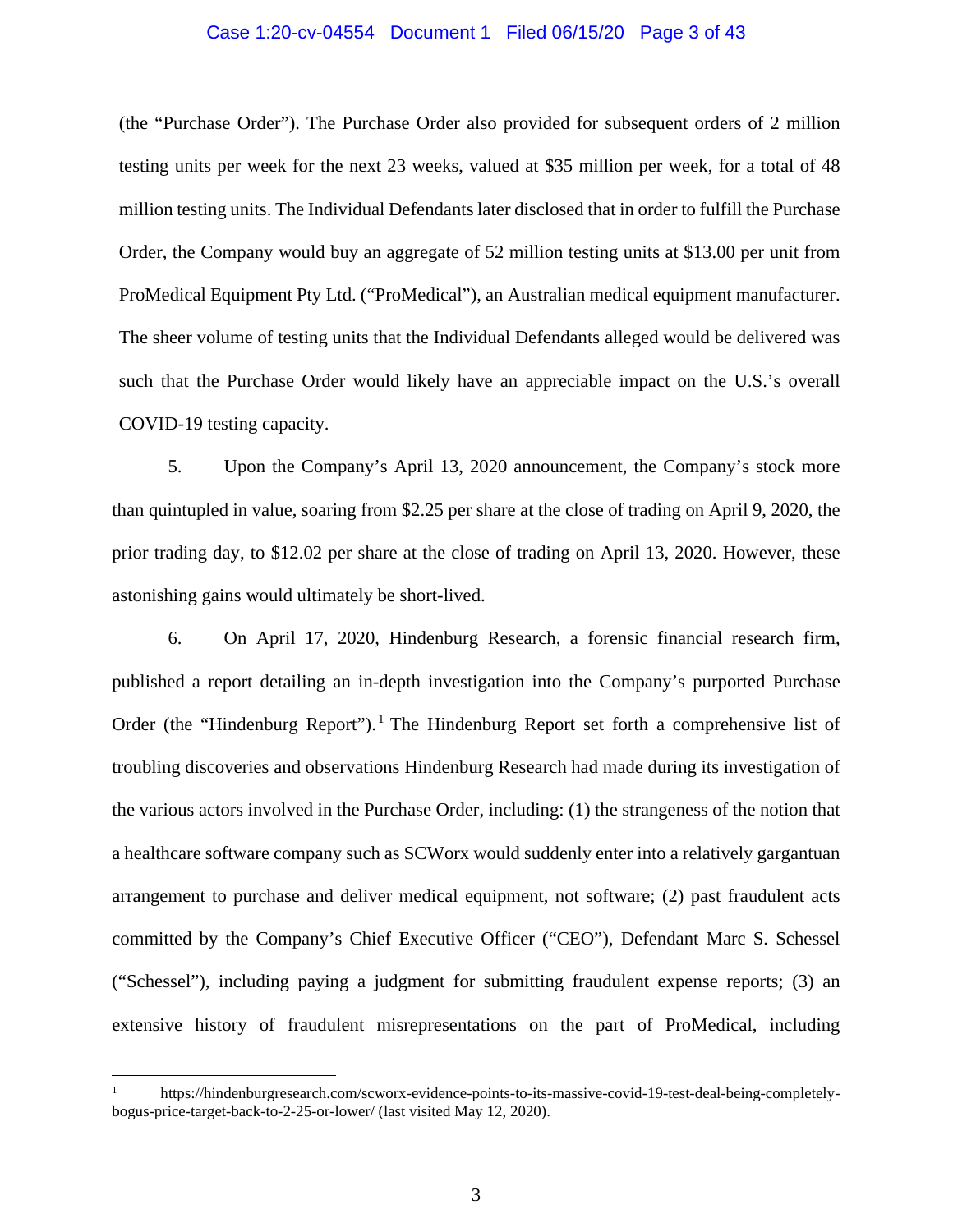(the "Purchase Order"). The Purchase Order also provided for subsequent orders of 2 million testing units per week for the next 23 weeks, valued at $35 million per week, for a total of 48 million testing units. The Individual Defendants later disclosed that in order to fulfill the Purchase Order, the Company would buy an aggregate of 52 million testing units at $13.00 per unit from ProMedical Equipment Pty Ltd. ("ProMedical"), an Australian medical equipment manufacturer. The sheer volume of testing units that the Individual Defendants alleged would be delivered was such that the Purchase Order would likely have an appreciable impact on the U.S.'s overall COVID-19 testing capacity.

5. Upon the Company's April 13, 2020 announcement, the Company's stock more than quintupled in value, soaring from $2.25 per share at the close of trading on April 9, 2020, the prior trading day, to $12.02 per share at the close of trading on April 13, 2020. However, these astonishing gains would ultimately be short-lived.

6. On April 17, 2020, Hindenburg Research, a forensic financial research firm, published a report detailing an in-depth investigation into the Company's purported Purchase Order (the "Hindenburg Report").[1] The Hindenburg Report set forth a comprehensive list of troubling discoveries and observations Hindenburg Research had made during its investigation of the various actors involved in the Purchase Order, including: (1) the strangeness of the notion that a healthcare software company such as SCWorx would suddenly enter into a relatively gargantuan arrangement to purchase and deliver medical equipment, not software; (2) past fraudulent acts committed by the Company's Chief Executive Officer ("CEO"), Defendant Marc S. Schessel ("Schessel"), including paying a judgment for submitting fraudulent expense reports; (3) an extensive history of fraudulent misrepresentations on the part of ProMedical, including

---

[1] https://hindenburgresearch.com/scworx-evidence-points-to-its-massive-covid-19-test-deal-being-completely-bogus-price-target-back-to-2-25-or-lower/ (last visited May 12, 2020).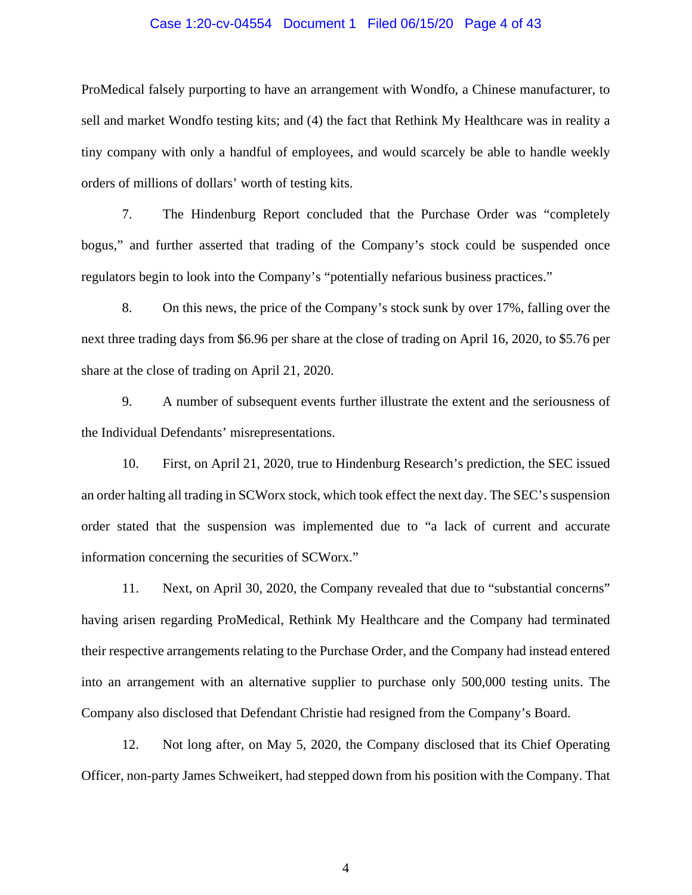ProMedical falsely purporting to have an arrangement with Wondfo, a Chinese manufacturer, to sell and market Wondfo testing kits; and (4) the fact that Rethink My Healthcare was in reality a tiny company with only a handful of employees, and would scarcely be able to handle weekly orders of millions of dollars' worth of testing kits.

7. The Hindenburg Report concluded that the Purchase Order was "completely bogus," and further asserted that trading of the Company's stock could be suspended once regulators begin to look into the Company's "potentially nefarious business practices."

8. On this news, the price of the Company's stock sunk by over 17%, falling over the next three trading days from $6.96 per share at the close of trading on April 16, 2020, to $5.76 per share at the close of trading on April 21, 2020.

9. A number of subsequent events further illustrate the extent and the seriousness of the Individual Defendants' misrepresentations.

10. First, on April 21, 2020, true to Hindenburg Research's prediction, the SEC issued an order halting all trading in SCWorx stock, which took effect the next day. The SEC's suspension order stated that the suspension was implemented due to "a lack of current and accurate information concerning the securities of SCWorx."

11. Next, on April 30, 2020, the Company revealed that due to "substantial concerns" having arisen regarding ProMedical, Rethink My Healthcare and the Company had terminated their respective arrangements relating to the Purchase Order, and the Company had instead entered into an arrangement with an alternative supplier to purchase only 500,000 testing units. The Company also disclosed that Defendant Christie had resigned from the Company's Board.

12. Not long after, on May 5, 2020, the Company disclosed that its Chief Operating Officer, non-party James Schweikert, had stepped down from his position with the Company. That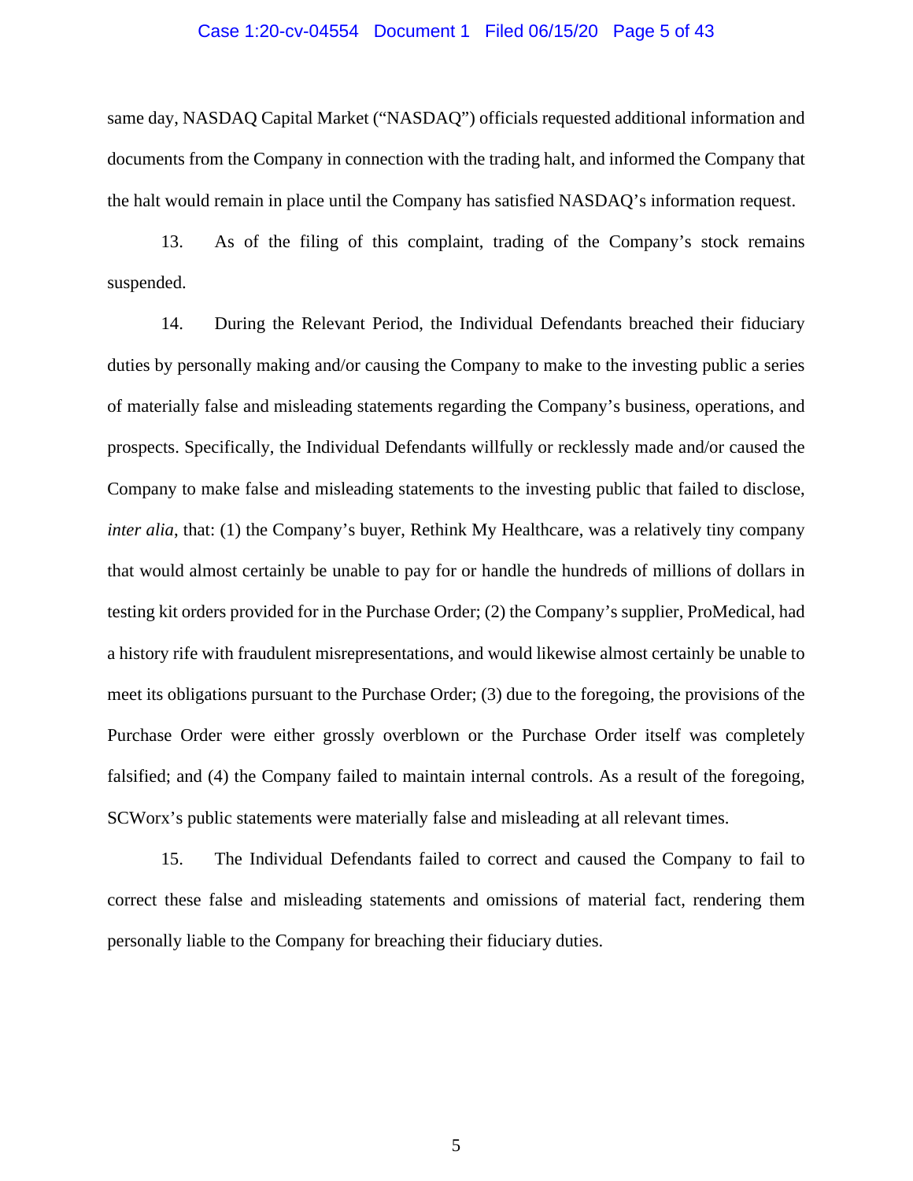same day, NASDAQ Capital Market ("NASDAQ") officials requested additional information and documents from the Company in connection with the trading halt, and informed the Company that the halt would remain in place until the Company has satisfied NASDAQ's information request.

13. As of the filing of this complaint, trading of the Company's stock remains suspended.

14. During the Relevant Period, the Individual Defendants breached their fiduciary duties by personally making and/or causing the Company to make to the investing public a series of materially false and misleading statements regarding the Company's business, operations, and prospects. Specifically, the Individual Defendants willfully or recklessly made and/or caused the Company to make false and misleading statements to the investing public that failed to disclose, *inter alia*, that: (1) the Company's buyer, Rethink My Healthcare, was a relatively tiny company that would almost certainly be unable to pay for or handle the hundreds of millions of dollars in testing kit orders provided for in the Purchase Order; (2) the Company's supplier, ProMedical, had a history rife with fraudulent misrepresentations, and would likewise almost certainly be unable to meet its obligations pursuant to the Purchase Order; (3) due to the foregoing, the provisions of the Purchase Order were either grossly overblown or the Purchase Order itself was completely falsified; and (4) the Company failed to maintain internal controls. As a result of the foregoing, SCWorx's public statements were materially false and misleading at all relevant times.

15. The Individual Defendants failed to correct and caused the Company to fail to correct these false and misleading statements and omissions of material fact, rendering them personally liable to the Company for breaching their fiduciary duties.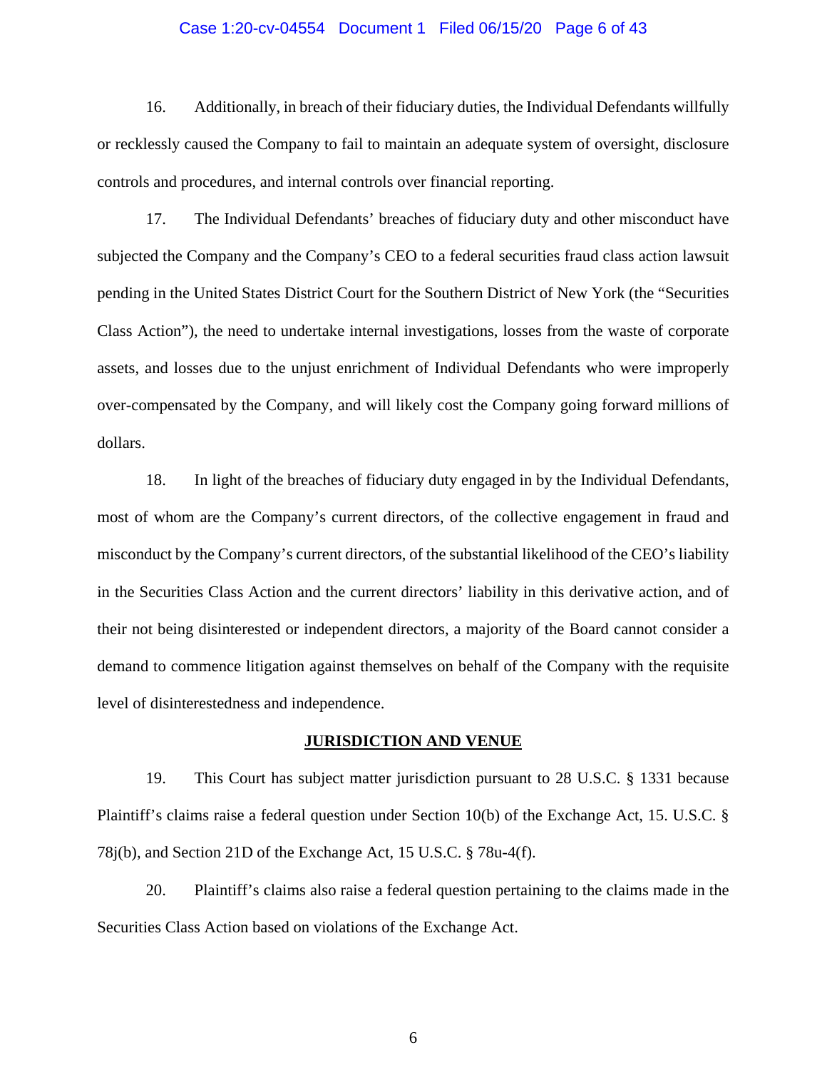16. Additionally, in breach of their fiduciary duties, the Individual Defendants willfully or recklessly caused the Company to fail to maintain an adequate system of oversight, disclosure controls and procedures, and internal controls over financial reporting.

17. The Individual Defendants' breaches of fiduciary duty and other misconduct have subjected the Company and the Company's CEO to a federal securities fraud class action lawsuit pending in the United States District Court for the Southern District of New York (the "Securities Class Action"), the need to undertake internal investigations, losses from the waste of corporate assets, and losses due to the unjust enrichment of Individual Defendants who were improperly over-compensated by the Company, and will likely cost the Company going forward millions of dollars.

18. In light of the breaches of fiduciary duty engaged in by the Individual Defendants, most of whom are the Company's current directors, of the collective engagement in fraud and misconduct by the Company's current directors, of the substantial likelihood of the CEO's liability in the Securities Class Action and the current directors' liability in this derivative action, and of their not being disinterested or independent directors, a majority of the Board cannot consider a demand to commence litigation against themselves on behalf of the Company with the requisite level of disinterestedness and independence.

## JURISDICTION AND VENUE

19. This Court has subject matter jurisdiction pursuant to 28 U.S.C. § 1331 because Plaintiff's claims raise a federal question under Section 10(b) of the Exchange Act, 15. U.S.C. § 78j(b), and Section 21D of the Exchange Act, 15 U.S.C. § 78u-4(f).

20. Plaintiff's claims also raise a federal question pertaining to the claims made in the Securities Class Action based on violations of the Exchange Act.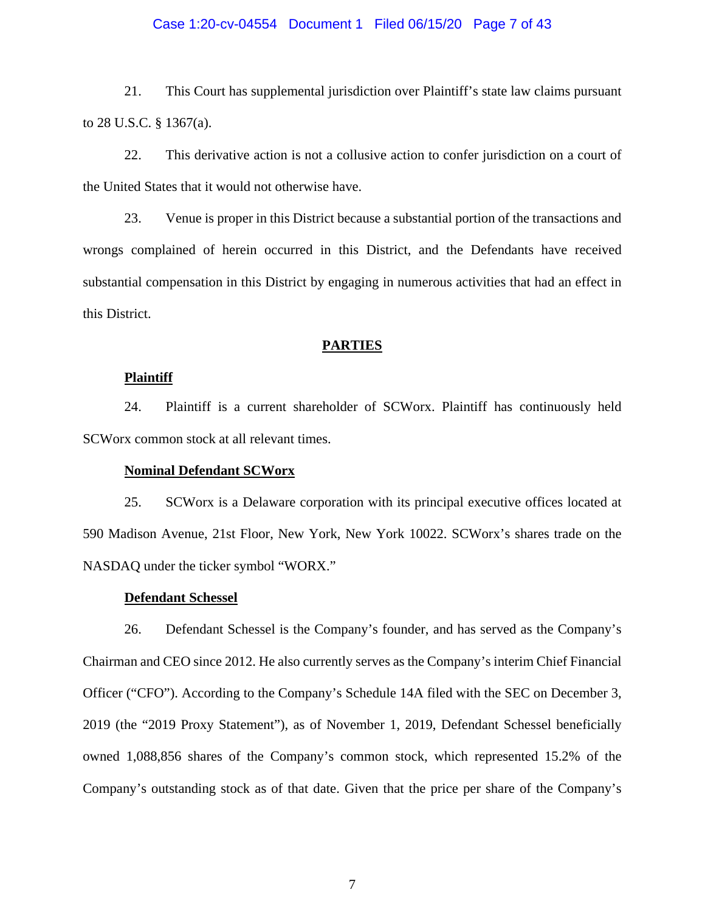21. This Court has supplemental jurisdiction over Plaintiff's state law claims pursuant to 28 U.S.C. § 1367(a).

22. This derivative action is not a collusive action to confer jurisdiction on a court of the United States that it would not otherwise have.

23. Venue is proper in this District because a substantial portion of the transactions and wrongs complained of herein occurred in this District, and the Defendants have received substantial compensation in this District by engaging in numerous activities that had an effect in this District.

## PARTIES

### Plaintiff

24. Plaintiff is a current shareholder of SCWorx. Plaintiff has continuously held SCWorx common stock at all relevant times.

### Nominal Defendant SCWorx

25. SCWorx is a Delaware corporation with its principal executive offices located at 590 Madison Avenue, 21st Floor, New York, New York 10022. SCWorx's shares trade on the NASDAQ under the ticker symbol "WORX."

### Defendant Schessel

26. Defendant Schessel is the Company's founder, and has served as the Company's Chairman and CEO since 2012. He also currently serves as the Company's interim Chief Financial Officer ("CFO"). According to the Company's Schedule 14A filed with the SEC on December 3, 2019 (the "2019 Proxy Statement"), as of November 1, 2019, Defendant Schessel beneficially owned 1,088,856 shares of the Company's common stock, which represented 15.2% of the Company's outstanding stock as of that date. Given that the price per share of the Company's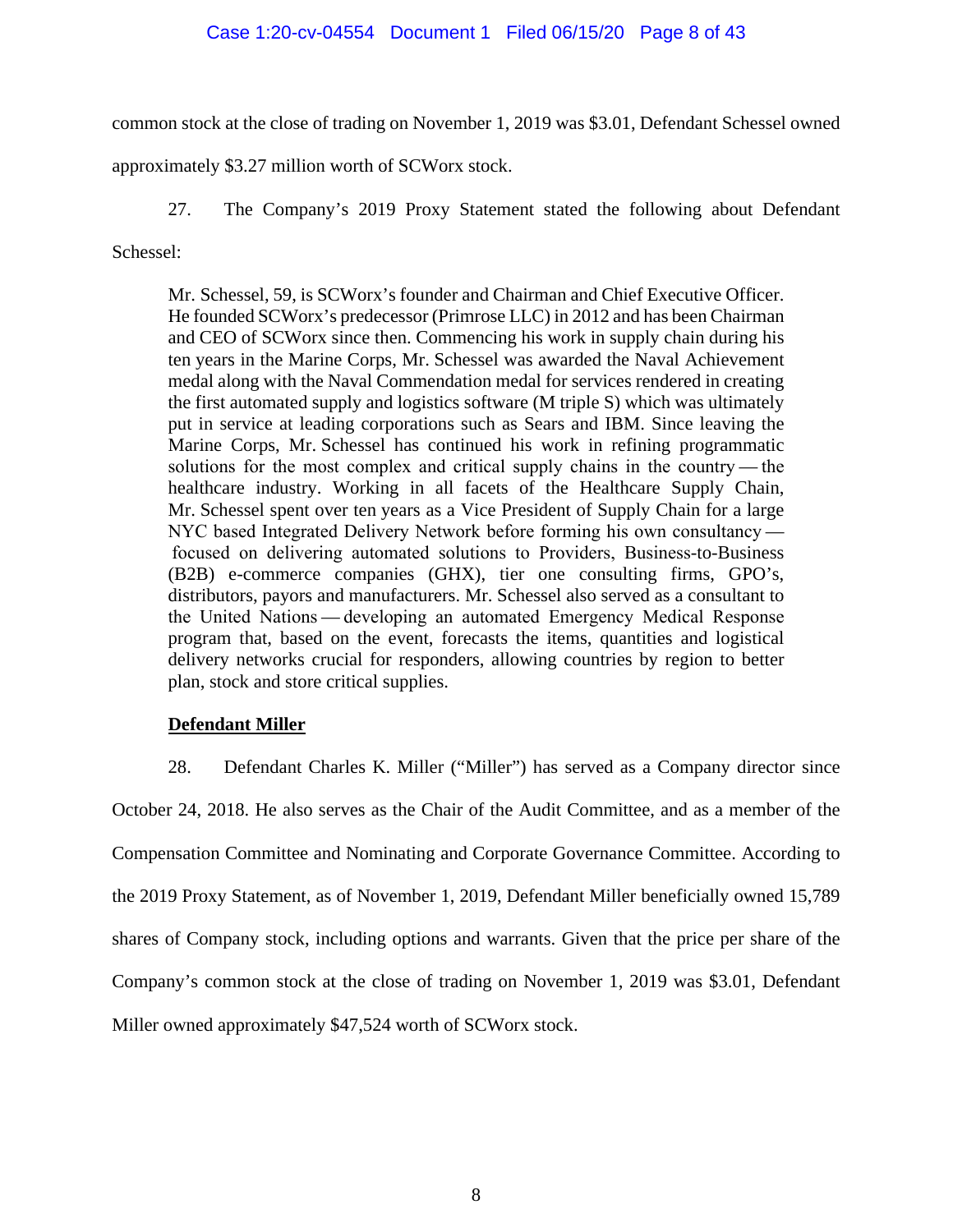common stock at the close of trading on November 1, 2019 was $3.01, Defendant Schessel owned approximately $3.27 million worth of SCWorx stock.

27. The Company's 2019 Proxy Statement stated the following about Defendant Schessel:

> Mr. Schessel, 59, is SCWorx's founder and Chairman and Chief Executive Officer. He founded SCWorx's predecessor (Primrose LLC) in 2012 and has been Chairman and CEO of SCWorx since then. Commencing his work in supply chain during his ten years in the Marine Corps, Mr. Schessel was awarded the Naval Achievement medal along with the Naval Commendation medal for services rendered in creating the first automated supply and logistics software (M triple S) which was ultimately put in service at leading corporations such as Sears and IBM. Since leaving the Marine Corps, Mr. Schessel has continued his work in refining programmatic solutions for the most complex and critical supply chains in the country — the healthcare industry. Working in all facets of the Healthcare Supply Chain, Mr. Schessel spent over ten years as a Vice President of Supply Chain for a large NYC based Integrated Delivery Network before forming his own consultancy — focused on delivering automated solutions to Providers, Business-to-Business (B2B) e-commerce companies (GHX), tier one consulting firms, GPO's, distributors, payors and manufacturers. Mr. Schessel also served as a consultant to the United Nations — developing an automated Emergency Medical Response program that, based on the event, forecasts the items, quantities and logistical delivery networks crucial for responders, allowing countries by region to better plan, stock and store critical supplies.

**Defendant Miller**

28. Defendant Charles K. Miller ("Miller") has served as a Company director since October 24, 2018. He also serves as the Chair of the Audit Committee, and as a member of the Compensation Committee and Nominating and Corporate Governance Committee. According to the 2019 Proxy Statement, as of November 1, 2019, Defendant Miller beneficially owned 15,789 shares of Company stock, including options and warrants. Given that the price per share of the Company's common stock at the close of trading on November 1, 2019 was $3.01, Defendant Miller owned approximately $47,524 worth of SCWorx stock.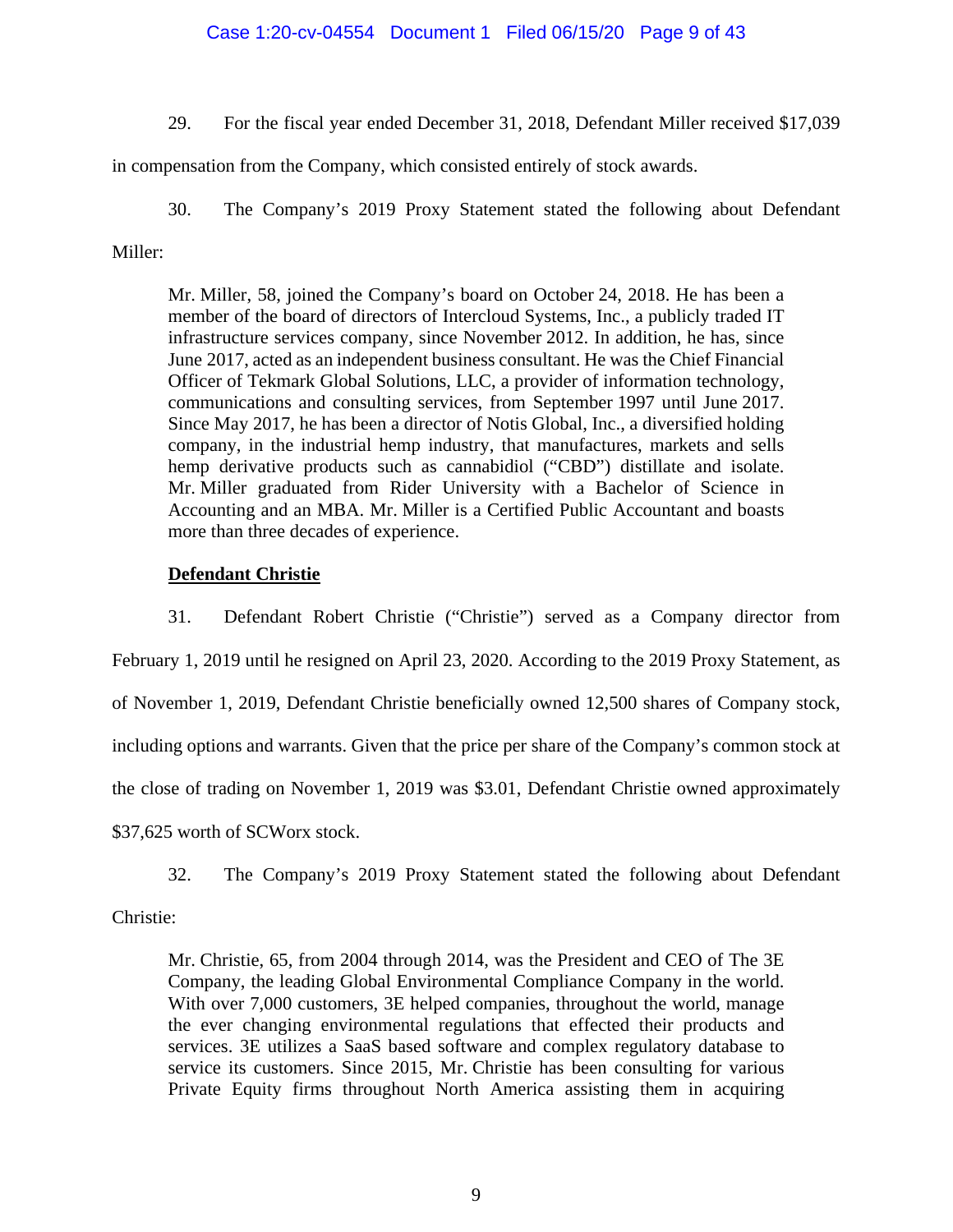29. For the fiscal year ended December 31, 2018, Defendant Miller received $17,039 in compensation from the Company, which consisted entirely of stock awards.

30. The Company's 2019 Proxy Statement stated the following about Defendant Miller:

> Mr. Miller, 58, joined the Company's board on October 24, 2018. He has been a member of the board of directors of Intercloud Systems, Inc., a publicly traded IT infrastructure services company, since November 2012. In addition, he has, since June 2017, acted as an independent business consultant. He was the Chief Financial Officer of Tekmark Global Solutions, LLC, a provider of information technology, communications and consulting services, from September 1997 until June 2017. Since May 2017, he has been a director of Notis Global, Inc., a diversified holding company, in the industrial hemp industry, that manufactures, markets and sells hemp derivative products such as cannabidiol ("CBD") distillate and isolate. Mr. Miller graduated from Rider University with a Bachelor of Science in Accounting and an MBA. Mr. Miller is a Certified Public Accountant and boasts more than three decades of experience.

**Defendant Christie**

31. Defendant Robert Christie ("Christie") served as a Company director from February 1, 2019 until he resigned on April 23, 2020. According to the 2019 Proxy Statement, as of November 1, 2019, Defendant Christie beneficially owned 12,500 shares of Company stock, including options and warrants. Given that the price per share of the Company's common stock at the close of trading on November 1, 2019 was $3.01, Defendant Christie owned approximately $37,625 worth of SCWorx stock.

32. The Company's 2019 Proxy Statement stated the following about Defendant Christie:

> Mr. Christie, 65, from 2004 through 2014, was the President and CEO of The 3E Company, the leading Global Environmental Compliance Company in the world. With over 7,000 customers, 3E helped companies, throughout the world, manage the ever changing environmental regulations that effected their products and services. 3E utilizes a SaaS based software and complex regulatory database to service its customers. Since 2015, Mr. Christie has been consulting for various Private Equity firms throughout North America assisting them in acquiring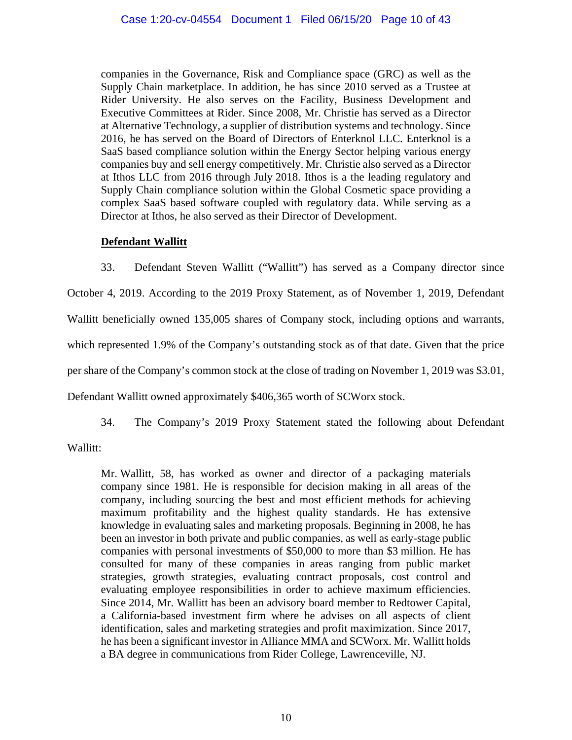companies in the Governance, Risk and Compliance space (GRC) as well as the Supply Chain marketplace. In addition, he has since 2010 served as a Trustee at Rider University. He also serves on the Facility, Business Development and Executive Committees at Rider. Since 2008, Mr. Christie has served as a Director at Alternative Technology, a supplier of distribution systems and technology. Since 2016, he has served on the Board of Directors of Enterknol LLC. Enterknol is a SaaS based compliance solution within the Energy Sector helping various energy companies buy and sell energy competitively. Mr. Christie also served as a Director at Ithos LLC from 2016 through July 2018. Ithos is a the leading regulatory and Supply Chain compliance solution within the Global Cosmetic space providing a complex SaaS based software coupled with regulatory data. While serving as a Director at Ithos, he also served as their Director of Development.

**Defendant Wallitt**

33. Defendant Steven Wallitt ("Wallitt") has served as a Company director since October 4, 2019. According to the 2019 Proxy Statement, as of November 1, 2019, Defendant Wallitt beneficially owned 135,005 shares of Company stock, including options and warrants, which represented 1.9% of the Company's outstanding stock as of that date. Given that the price per share of the Company's common stock at the close of trading on November 1, 2019 was $3.01, Defendant Wallitt owned approximately $406,365 worth of SCWorx stock.

34. The Company's 2019 Proxy Statement stated the following about Defendant Wallitt:

> Mr. Wallitt, 58, has worked as owner and director of a packaging materials company since 1981. He is responsible for decision making in all areas of the company, including sourcing the best and most efficient methods for achieving maximum profitability and the highest quality standards. He has extensive knowledge in evaluating sales and marketing proposals. Beginning in 2008, he has been an investor in both private and public companies, as well as early-stage public companies with personal investments of $50,000 to more than $3 million. He has consulted for many of these companies in areas ranging from public market strategies, growth strategies, evaluating contract proposals, cost control and evaluating employee responsibilities in order to achieve maximum efficiencies. Since 2014, Mr. Wallitt has been an advisory board member to Redtower Capital, a California-based investment firm where he advises on all aspects of client identification, sales and marketing strategies and profit maximization. Since 2017, he has been a significant investor in Alliance MMA and SCWorx. Mr. Wallitt holds a BA degree in communications from Rider College, Lawrenceville, NJ.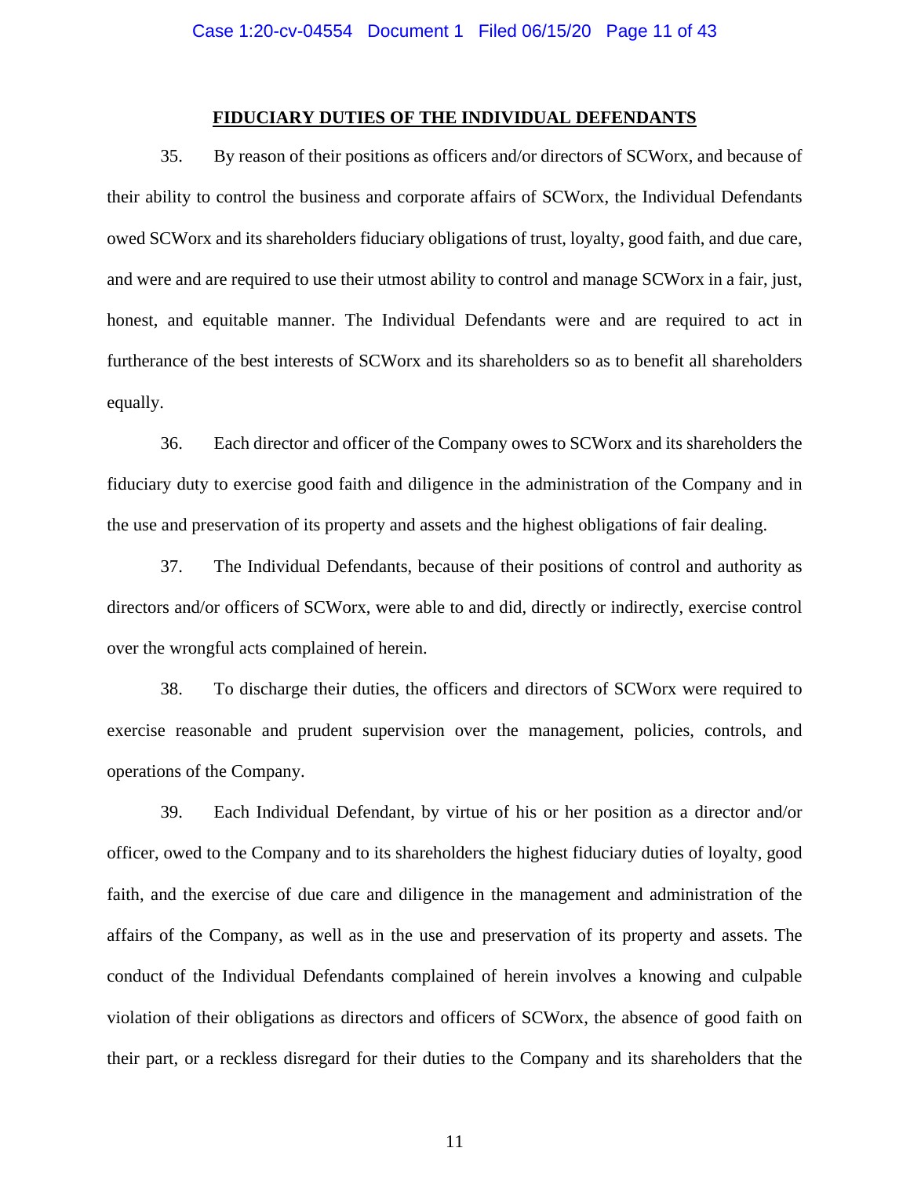## FIDUCIARY DUTIES OF THE INDIVIDUAL DEFENDANTS

35. By reason of their positions as officers and/or directors of SCWorx, and because of their ability to control the business and corporate affairs of SCWorx, the Individual Defendants owed SCWorx and its shareholders fiduciary obligations of trust, loyalty, good faith, and due care, and were and are required to use their utmost ability to control and manage SCWorx in a fair, just, honest, and equitable manner. The Individual Defendants were and are required to act in furtherance of the best interests of SCWorx and its shareholders so as to benefit all shareholders equally.

36. Each director and officer of the Company owes to SCWorx and its shareholders the fiduciary duty to exercise good faith and diligence in the administration of the Company and in the use and preservation of its property and assets and the highest obligations of fair dealing.

37. The Individual Defendants, because of their positions of control and authority as directors and/or officers of SCWorx, were able to and did, directly or indirectly, exercise control over the wrongful acts complained of herein.

38. To discharge their duties, the officers and directors of SCWorx were required to exercise reasonable and prudent supervision over the management, policies, controls, and operations of the Company.

39. Each Individual Defendant, by virtue of his or her position as a director and/or officer, owed to the Company and to its shareholders the highest fiduciary duties of loyalty, good faith, and the exercise of due care and diligence in the management and administration of the affairs of the Company, as well as in the use and preservation of its property and assets. The conduct of the Individual Defendants complained of herein involves a knowing and culpable violation of their obligations as directors and officers of SCWorx, the absence of good faith on their part, or a reckless disregard for their duties to the Company and its shareholders that the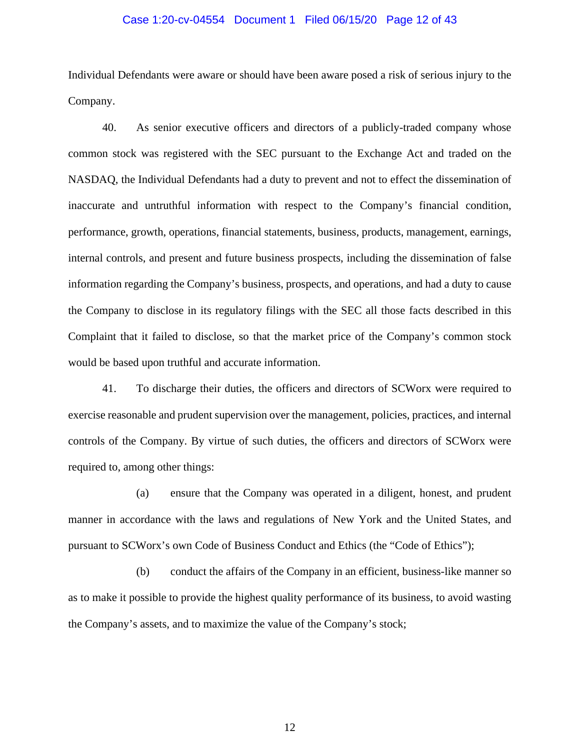Individual Defendants were aware or should have been aware posed a risk of serious injury to the Company.

40. As senior executive officers and directors of a publicly-traded company whose common stock was registered with the SEC pursuant to the Exchange Act and traded on the NASDAQ, the Individual Defendants had a duty to prevent and not to effect the dissemination of inaccurate and untruthful information with respect to the Company's financial condition, performance, growth, operations, financial statements, business, products, management, earnings, internal controls, and present and future business prospects, including the dissemination of false information regarding the Company's business, prospects, and operations, and had a duty to cause the Company to disclose in its regulatory filings with the SEC all those facts described in this Complaint that it failed to disclose, so that the market price of the Company's common stock would be based upon truthful and accurate information.

41. To discharge their duties, the officers and directors of SCWorx were required to exercise reasonable and prudent supervision over the management, policies, practices, and internal controls of the Company. By virtue of such duties, the officers and directors of SCWorx were required to, among other things:

(a) ensure that the Company was operated in a diligent, honest, and prudent manner in accordance with the laws and regulations of New York and the United States, and pursuant to SCWorx's own Code of Business Conduct and Ethics (the "Code of Ethics");

(b) conduct the affairs of the Company in an efficient, business-like manner so as to make it possible to provide the highest quality performance of its business, to avoid wasting the Company's assets, and to maximize the value of the Company's stock;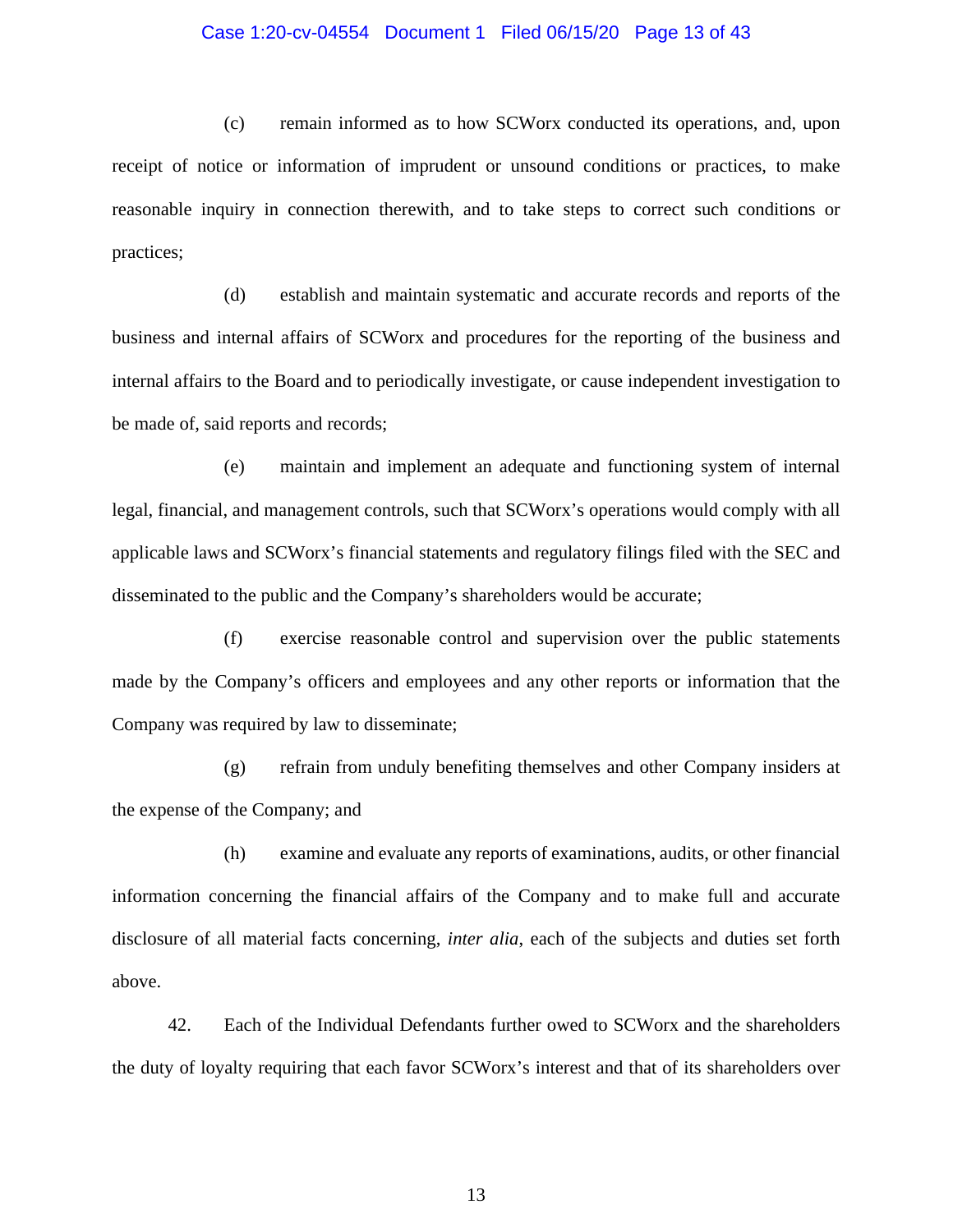(c) remain informed as to how SCWorx conducted its operations, and, upon receipt of notice or information of imprudent or unsound conditions or practices, to make reasonable inquiry in connection therewith, and to take steps to correct such conditions or practices;

(d) establish and maintain systematic and accurate records and reports of the business and internal affairs of SCWorx and procedures for the reporting of the business and internal affairs to the Board and to periodically investigate, or cause independent investigation to be made of, said reports and records;

(e) maintain and implement an adequate and functioning system of internal legal, financial, and management controls, such that SCWorx's operations would comply with all applicable laws and SCWorx's financial statements and regulatory filings filed with the SEC and disseminated to the public and the Company's shareholders would be accurate;

(f) exercise reasonable control and supervision over the public statements made by the Company's officers and employees and any other reports or information that the Company was required by law to disseminate;

(g) refrain from unduly benefiting themselves and other Company insiders at the expense of the Company; and

(h) examine and evaluate any reports of examinations, audits, or other financial information concerning the financial affairs of the Company and to make full and accurate disclosure of all material facts concerning, *inter alia*, each of the subjects and duties set forth above.

42. Each of the Individual Defendants further owed to SCWorx and the shareholders the duty of loyalty requiring that each favor SCWorx's interest and that of its shareholders over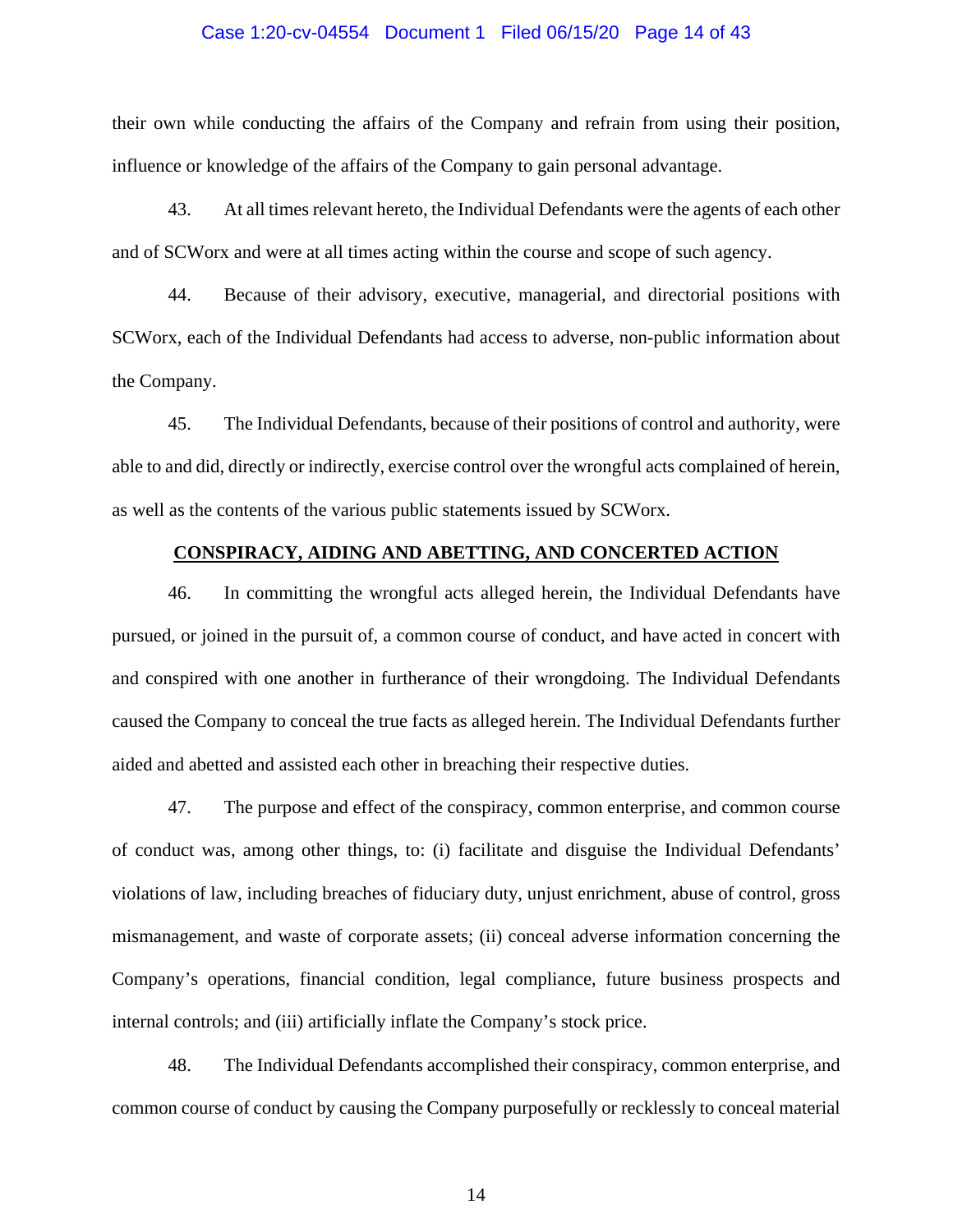their own while conducting the affairs of the Company and refrain from using their position, influence or knowledge of the affairs of the Company to gain personal advantage.

43. At all times relevant hereto, the Individual Defendants were the agents of each other and of SCWorx and were at all times acting within the course and scope of such agency.

44. Because of their advisory, executive, managerial, and directorial positions with SCWorx, each of the Individual Defendants had access to adverse, non-public information about the Company.

45. The Individual Defendants, because of their positions of control and authority, were able to and did, directly or indirectly, exercise control over the wrongful acts complained of herein, as well as the contents of the various public statements issued by SCWorx.

## CONSPIRACY, AIDING AND ABETTING, AND CONCERTED ACTION

46. In committing the wrongful acts alleged herein, the Individual Defendants have pursued, or joined in the pursuit of, a common course of conduct, and have acted in concert with and conspired with one another in furtherance of their wrongdoing. The Individual Defendants caused the Company to conceal the true facts as alleged herein. The Individual Defendants further aided and abetted and assisted each other in breaching their respective duties.

47. The purpose and effect of the conspiracy, common enterprise, and common course of conduct was, among other things, to: (i) facilitate and disguise the Individual Defendants' violations of law, including breaches of fiduciary duty, unjust enrichment, abuse of control, gross mismanagement, and waste of corporate assets; (ii) conceal adverse information concerning the Company's operations, financial condition, legal compliance, future business prospects and internal controls; and (iii) artificially inflate the Company's stock price.

48. The Individual Defendants accomplished their conspiracy, common enterprise, and common course of conduct by causing the Company purposefully or recklessly to conceal material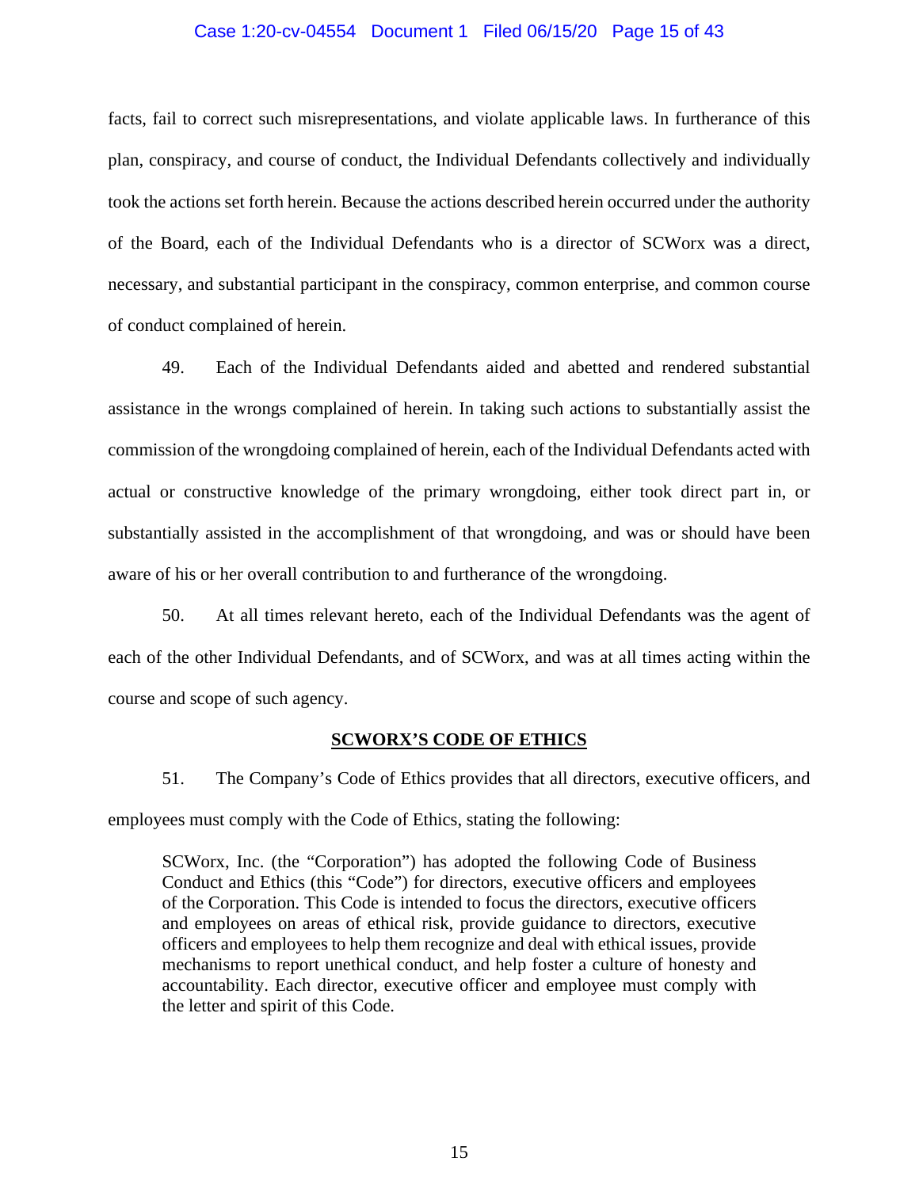facts, fail to correct such misrepresentations, and violate applicable laws. In furtherance of this plan, conspiracy, and course of conduct, the Individual Defendants collectively and individually took the actions set forth herein. Because the actions described herein occurred under the authority of the Board, each of the Individual Defendants who is a director of SCWorx was a direct, necessary, and substantial participant in the conspiracy, common enterprise, and common course of conduct complained of herein.

49. Each of the Individual Defendants aided and abetted and rendered substantial assistance in the wrongs complained of herein. In taking such actions to substantially assist the commission of the wrongdoing complained of herein, each of the Individual Defendants acted with actual or constructive knowledge of the primary wrongdoing, either took direct part in, or substantially assisted in the accomplishment of that wrongdoing, and was or should have been aware of his or her overall contribution to and furtherance of the wrongdoing.

50. At all times relevant hereto, each of the Individual Defendants was the agent of each of the other Individual Defendants, and of SCWorx, and was at all times acting within the course and scope of such agency.

## SCWORX'S CODE OF ETHICS

51. The Company's Code of Ethics provides that all directors, executive officers, and employees must comply with the Code of Ethics, stating the following:

> SCWorx, Inc. (the "Corporation") has adopted the following Code of Business Conduct and Ethics (this "Code") for directors, executive officers and employees of the Corporation. This Code is intended to focus the directors, executive officers and employees on areas of ethical risk, provide guidance to directors, executive officers and employees to help them recognize and deal with ethical issues, provide mechanisms to report unethical conduct, and help foster a culture of honesty and accountability. Each director, executive officer and employee must comply with the letter and spirit of this Code.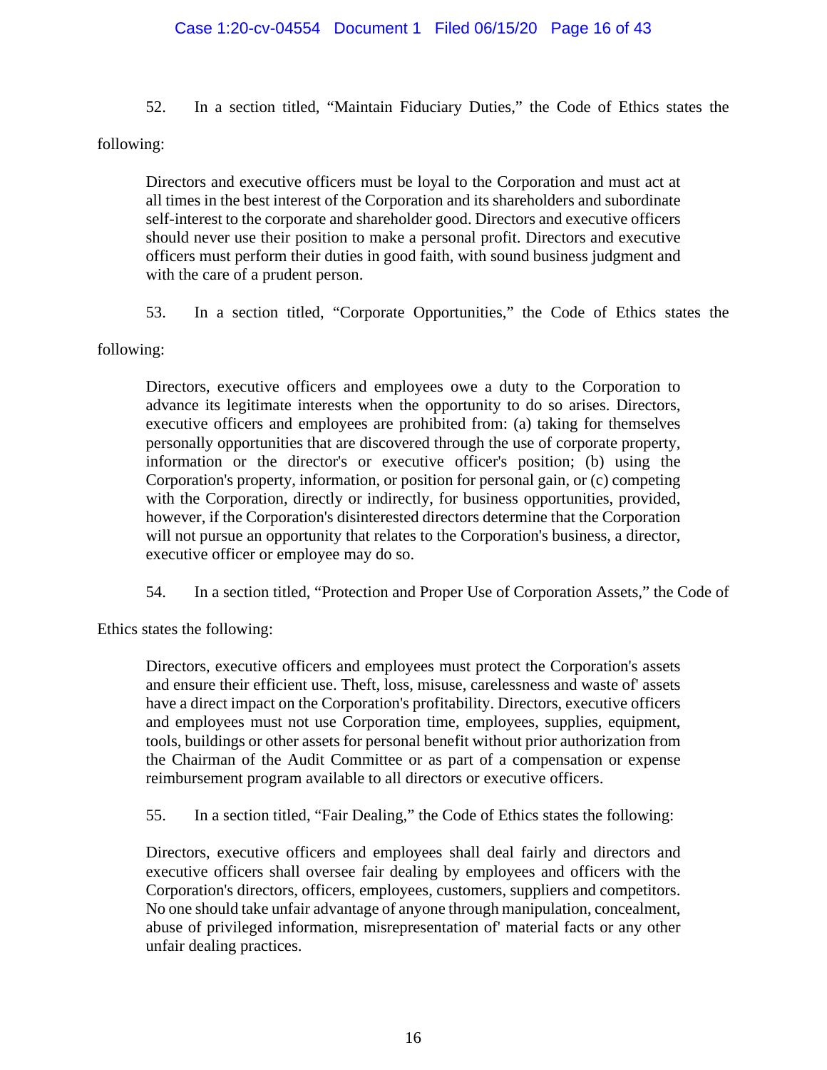52. In a section titled, "Maintain Fiduciary Duties," the Code of Ethics states the following:

> Directors and executive officers must be loyal to the Corporation and must act at all times in the best interest of the Corporation and its shareholders and subordinate self-interest to the corporate and shareholder good. Directors and executive officers should never use their position to make a personal profit. Directors and executive officers must perform their duties in good faith, with sound business judgment and with the care of a prudent person.

53. In a section titled, "Corporate Opportunities," the Code of Ethics states the following:

> Directors, executive officers and employees owe a duty to the Corporation to advance its legitimate interests when the opportunity to do so arises. Directors, executive officers and employees are prohibited from: (a) taking for themselves personally opportunities that are discovered through the use of corporate property, information or the director's or executive officer's position; (b) using the Corporation's property, information, or position for personal gain, or (c) competing with the Corporation, directly or indirectly, for business opportunities, provided, however, if the Corporation's disinterested directors determine that the Corporation will not pursue an opportunity that relates to the Corporation's business, a director, executive officer or employee may do so.

54. In a section titled, "Protection and Proper Use of Corporation Assets," the Code of Ethics states the following:

> Directors, executive officers and employees must protect the Corporation's assets and ensure their efficient use. Theft, loss, misuse, carelessness and waste of' assets have a direct impact on the Corporation's profitability. Directors, executive officers and employees must not use Corporation time, employees, supplies, equipment, tools, buildings or other assets for personal benefit without prior authorization from the Chairman of the Audit Committee or as part of a compensation or expense reimbursement program available to all directors or executive officers.

55. In a section titled, "Fair Dealing," the Code of Ethics states the following:

> Directors, executive officers and employees shall deal fairly and directors and executive officers shall oversee fair dealing by employees and officers with the Corporation's directors, officers, employees, customers, suppliers and competitors. No one should take unfair advantage of anyone through manipulation, concealment, abuse of privileged information, misrepresentation of' material facts or any other unfair dealing practices.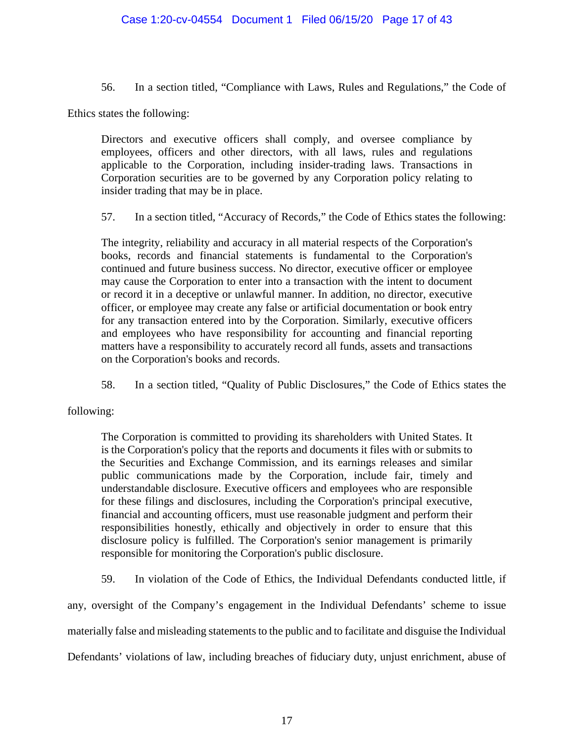56. In a section titled, "Compliance with Laws, Rules and Regulations," the Code of Ethics states the following:

> Directors and executive officers shall comply, and oversee compliance by employees, officers and other directors, with all laws, rules and regulations applicable to the Corporation, including insider-trading laws. Transactions in Corporation securities are to be governed by any Corporation policy relating to insider trading that may be in place.

57. In a section titled, "Accuracy of Records," the Code of Ethics states the following:

> The integrity, reliability and accuracy in all material respects of the Corporation's books, records and financial statements is fundamental to the Corporation's continued and future business success. No director, executive officer or employee may cause the Corporation to enter into a transaction with the intent to document or record it in a deceptive or unlawful manner. In addition, no director, executive officer, or employee may create any false or artificial documentation or book entry for any transaction entered into by the Corporation. Similarly, executive officers and employees who have responsibility for accounting and financial reporting matters have a responsibility to accurately record all funds, assets and transactions on the Corporation's books and records.

58. In a section titled, "Quality of Public Disclosures," the Code of Ethics states the following:

> The Corporation is committed to providing its shareholders with United States. It is the Corporation's policy that the reports and documents it files with or submits to the Securities and Exchange Commission, and its earnings releases and similar public communications made by the Corporation, include fair, timely and understandable disclosure. Executive officers and employees who are responsible for these filings and disclosures, including the Corporation's principal executive, financial and accounting officers, must use reasonable judgment and perform their responsibilities honestly, ethically and objectively in order to ensure that this disclosure policy is fulfilled. The Corporation's senior management is primarily responsible for monitoring the Corporation's public disclosure.

59. In violation of the Code of Ethics, the Individual Defendants conducted little, if any, oversight of the Company's engagement in the Individual Defendants' scheme to issue materially false and misleading statements to the public and to facilitate and disguise the Individual Defendants' violations of law, including breaches of fiduciary duty, unjust enrichment, abuse of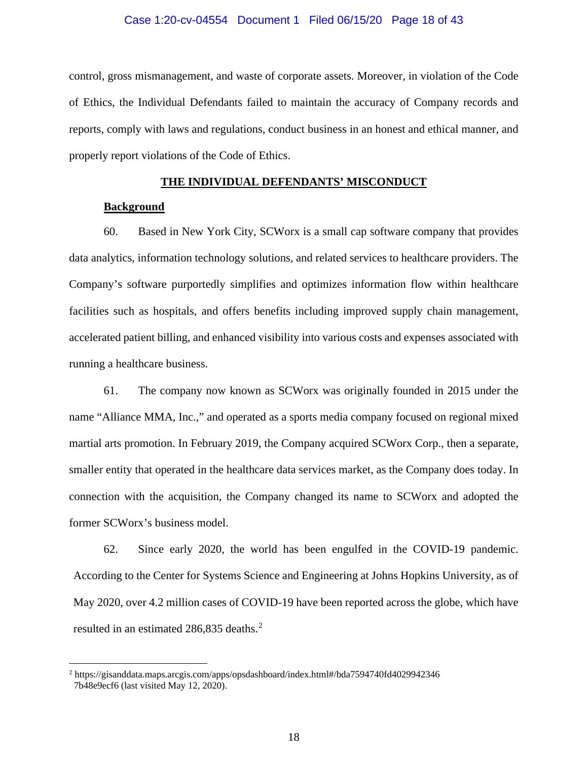control, gross mismanagement, and waste of corporate assets. Moreover, in violation of the Code of Ethics, the Individual Defendants failed to maintain the accuracy of Company records and reports, comply with laws and regulations, conduct business in an honest and ethical manner, and properly report violations of the Code of Ethics.

## THE INDIVIDUAL DEFENDANTS' MISCONDUCT

### Background

60. Based in New York City, SCWorx is a small cap software company that provides data analytics, information technology solutions, and related services to healthcare providers. The Company's software purportedly simplifies and optimizes information flow within healthcare facilities such as hospitals, and offers benefits including improved supply chain management, accelerated patient billing, and enhanced visibility into various costs and expenses associated with running a healthcare business.

61. The company now known as SCWorx was originally founded in 2015 under the name "Alliance MMA, Inc.," and operated as a sports media company focused on regional mixed martial arts promotion. In February 2019, the Company acquired SCWorx Corp., then a separate, smaller entity that operated in the healthcare data services market, as the Company does today. In connection with the acquisition, the Company changed its name to SCWorx and adopted the former SCWorx's business model.

62. Since early 2020, the world has been engulfed in the COVID-19 pandemic. According to the Center for Systems Science and Engineering at Johns Hopkins University, as of May 2020, over 4.2 million cases of COVID-19 have been reported across the globe, which have resulted in an estimated 286,835 deaths.[2]

---

[2] https://gisanddata.maps.arcgis.com/apps/opsdashboard/index.html#/bda7594740fd4029942346 7b48e9ecf6 (last visited May 12, 2020).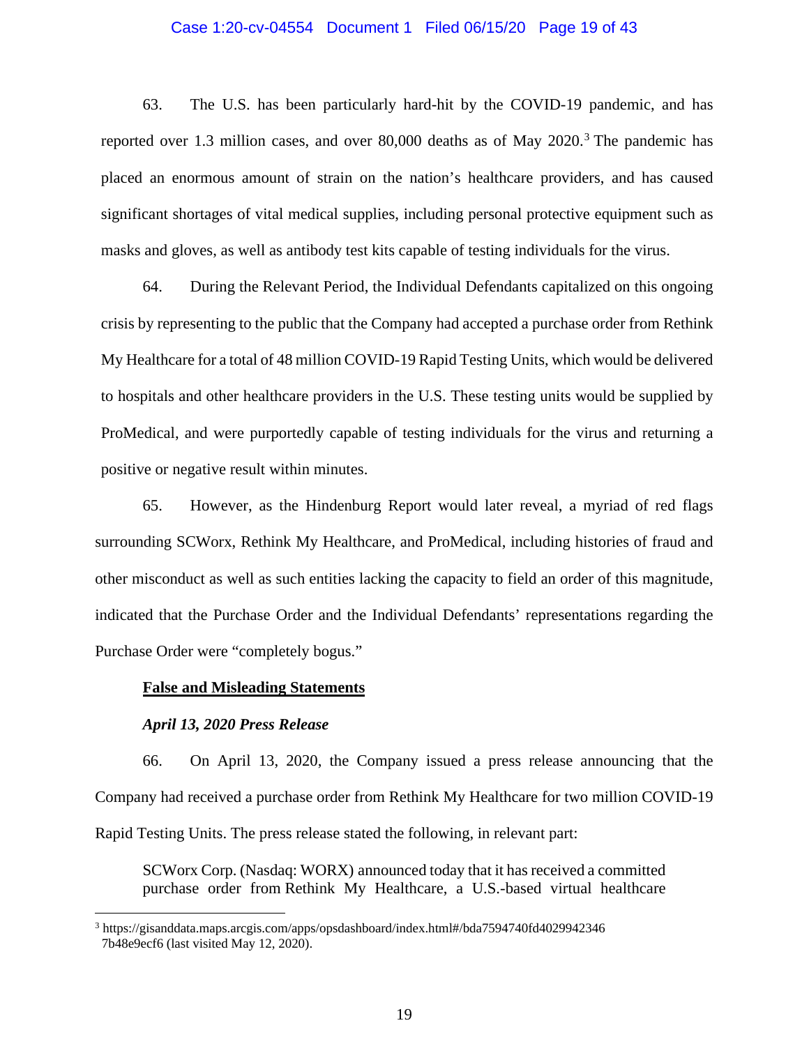63. The U.S. has been particularly hard-hit by the COVID-19 pandemic, and has reported over 1.3 million cases, and over 80,000 deaths as of May 2020.[3] The pandemic has placed an enormous amount of strain on the nation's healthcare providers, and has caused significant shortages of vital medical supplies, including personal protective equipment such as masks and gloves, as well as antibody test kits capable of testing individuals for the virus.

64. During the Relevant Period, the Individual Defendants capitalized on this ongoing crisis by representing to the public that the Company had accepted a purchase order from Rethink My Healthcare for a total of 48 million COVID-19 Rapid Testing Units, which would be delivered to hospitals and other healthcare providers in the U.S. These testing units would be supplied by ProMedical, and were purportedly capable of testing individuals for the virus and returning a positive or negative result within minutes.

65. However, as the Hindenburg Report would later reveal, a myriad of red flags surrounding SCWorx, Rethink My Healthcare, and ProMedical, including histories of fraud and other misconduct as well as such entities lacking the capacity to field an order of this magnitude, indicated that the Purchase Order and the Individual Defendants' representations regarding the Purchase Order were "completely bogus."

**False and Misleading Statements**

***April 13, 2020 Press Release***

66. On April 13, 2020, the Company issued a press release announcing that the Company had received a purchase order from Rethink My Healthcare for two million COVID-19 Rapid Testing Units. The press release stated the following, in relevant part:

> SCWorx Corp. (Nasdaq: WORX) announced today that it has received a committed purchase order from Rethink My Healthcare, a U.S.-based virtual healthcare

[3] https://gisanddata.maps.arcgis.com/apps/opsdashboard/index.html#/bda7594740fd4029942346 7b48e9ecf6 (last visited May 12, 2020).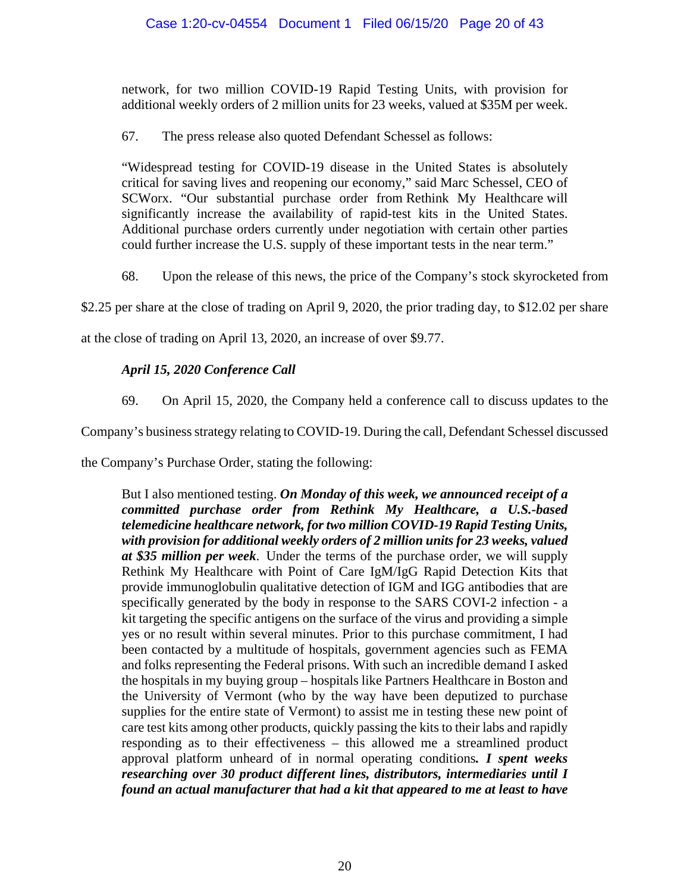network, for two million COVID-19 Rapid Testing Units, with provision for additional weekly orders of 2 million units for 23 weeks, valued at $35M per week.

67. The press release also quoted Defendant Schessel as follows:

> "Widespread testing for COVID-19 disease in the United States is absolutely critical for saving lives and reopening our economy," said Marc Schessel, CEO of SCWorx. "Our substantial purchase order from Rethink My Healthcare will significantly increase the availability of rapid-test kits in the United States. Additional purchase orders currently under negotiation with certain other parties could further increase the U.S. supply of these important tests in the near term."

68. Upon the release of this news, the price of the Company's stock skyrocketed from $2.25 per share at the close of trading on April 9, 2020, the prior trading day, to $12.02 per share at the close of trading on April 13, 2020, an increase of over $9.77.

***April 15, 2020 Conference Call***

69. On April 15, 2020, the Company held a conference call to discuss updates to the Company's business strategy relating to COVID-19. During the call, Defendant Schessel discussed the Company's Purchase Order, stating the following:

> But I also mentioned testing. ***On Monday of this week, we announced receipt of a committed purchase order from Rethink My Healthcare, a U.S.-based telemedicine healthcare network, for two million COVID-19 Rapid Testing Units, with provision for additional weekly orders of 2 million units for 23 weeks, valued at $35 million per week***. Under the terms of the purchase order, we will supply Rethink My Healthcare with Point of Care IgM/IgG Rapid Detection Kits that provide immunoglobulin qualitative detection of IGM and IGG antibodies that are specifically generated by the body in response to the SARS COVI-2 infection - a kit targeting the specific antigens on the surface of the virus and providing a simple yes or no result within several minutes. Prior to this purchase commitment, I had been contacted by a multitude of hospitals, government agencies such as FEMA and folks representing the Federal prisons. With such an incredible demand I asked the hospitals in my buying group – hospitals like Partners Healthcare in Boston and the University of Vermont (who by the way have been deputized to purchase supplies for the entire state of Vermont) to assist me in testing these new point of care test kits among other products, quickly passing the kits to their labs and rapidly responding as to their effectiveness – this allowed me a streamlined product approval platform unheard of in normal operating conditions***. I spent weeks researching over 30 product different lines, distributors, intermediaries until I found an actual manufacturer that had a kit that appeared to me at least to have***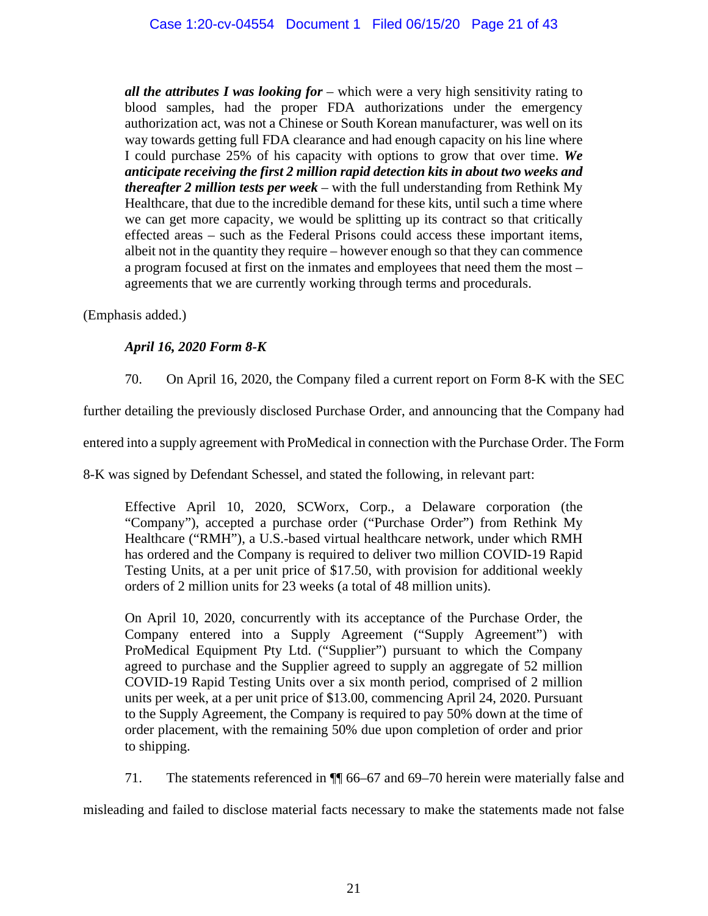> ***all the attributes I was looking for*** – which were a very high sensitivity rating to blood samples, had the proper FDA authorizations under the emergency authorization act, was not a Chinese or South Korean manufacturer, was well on its way towards getting full FDA clearance and had enough capacity on his line where I could purchase 25% of his capacity with options to grow that over time. ***We anticipate receiving the first 2 million rapid detection kits in about two weeks and thereafter 2 million tests per week*** – with the full understanding from Rethink My Healthcare, that due to the incredible demand for these kits, until such a time where we can get more capacity, we would be splitting up its contract so that critically effected areas – such as the Federal Prisons could access these important items, albeit not in the quantity they require – however enough so that they can commence a program focused at first on the inmates and employees that need them the most – agreements that we are currently working through terms and procedurals.

(Emphasis added.)

### *April 16, 2020 Form 8-K*

70. On April 16, 2020, the Company filed a current report on Form 8-K with the SEC further detailing the previously disclosed Purchase Order, and announcing that the Company had entered into a supply agreement with ProMedical in connection with the Purchase Order. The Form 8-K was signed by Defendant Schessel, and stated the following, in relevant part:

> Effective April 10, 2020, SCWorx, Corp., a Delaware corporation (the "Company"), accepted a purchase order ("Purchase Order") from Rethink My Healthcare ("RMH"), a U.S.-based virtual healthcare network, under which RMH has ordered and the Company is required to deliver two million COVID-19 Rapid Testing Units, at a per unit price of $17.50, with provision for additional weekly orders of 2 million units for 23 weeks (a total of 48 million units).
>
> On April 10, 2020, concurrently with its acceptance of the Purchase Order, the Company entered into a Supply Agreement ("Supply Agreement") with ProMedical Equipment Pty Ltd. ("Supplier") pursuant to which the Company agreed to purchase and the Supplier agreed to supply an aggregate of 52 million COVID-19 Rapid Testing Units over a six month period, comprised of 2 million units per week, at a per unit price of $13.00, commencing April 24, 2020. Pursuant to the Supply Agreement, the Company is required to pay 50% down at the time of order placement, with the remaining 50% due upon completion of order and prior to shipping.

71. The statements referenced in ¶¶ 66–67 and 69–70 herein were materially false and misleading and failed to disclose material facts necessary to make the statements made not false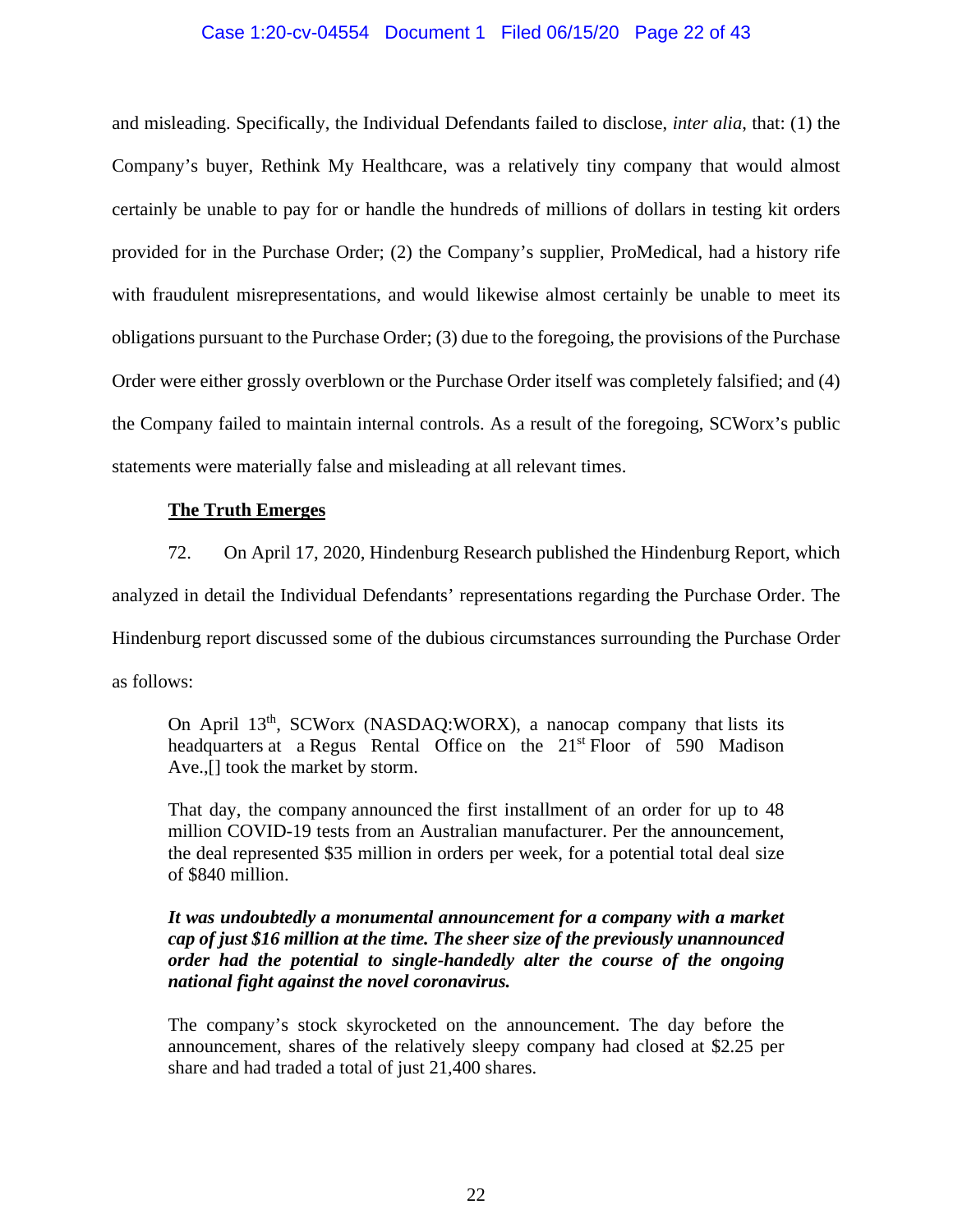and misleading. Specifically, the Individual Defendants failed to disclose, *inter alia*, that: (1) the Company's buyer, Rethink My Healthcare, was a relatively tiny company that would almost certainly be unable to pay for or handle the hundreds of millions of dollars in testing kit orders provided for in the Purchase Order; (2) the Company's supplier, ProMedical, had a history rife with fraudulent misrepresentations, and would likewise almost certainly be unable to meet its obligations pursuant to the Purchase Order; (3) due to the foregoing, the provisions of the Purchase Order were either grossly overblown or the Purchase Order itself was completely falsified; and (4) the Company failed to maintain internal controls. As a result of the foregoing, SCWorx's public statements were materially false and misleading at all relevant times.

**The Truth Emerges**

72. On April 17, 2020, Hindenburg Research published the Hindenburg Report, which analyzed in detail the Individual Defendants' representations regarding the Purchase Order. The Hindenburg report discussed some of the dubious circumstances surrounding the Purchase Order as follows:

> On April 13th, SCWorx (NASDAQ:WORX), a nanocap company that lists its headquarters at a Regus Rental Office on the 21st Floor of 590 Madison Ave.,[] took the market by storm.
>
> That day, the company announced the first installment of an order for up to 48 million COVID-19 tests from an Australian manufacturer. Per the announcement, the deal represented $35 million in orders per week, for a potential total deal size of $840 million.
>
> ***It was undoubtedly a monumental announcement for a company with a market cap of just $16 million at the time. The sheer size of the previously unannounced order had the potential to single-handedly alter the course of the ongoing national fight against the novel coronavirus.***
>
> The company's stock skyrocketed on the announcement. The day before the announcement, shares of the relatively sleepy company had closed at $2.25 per share and had traded a total of just 21,400 shares.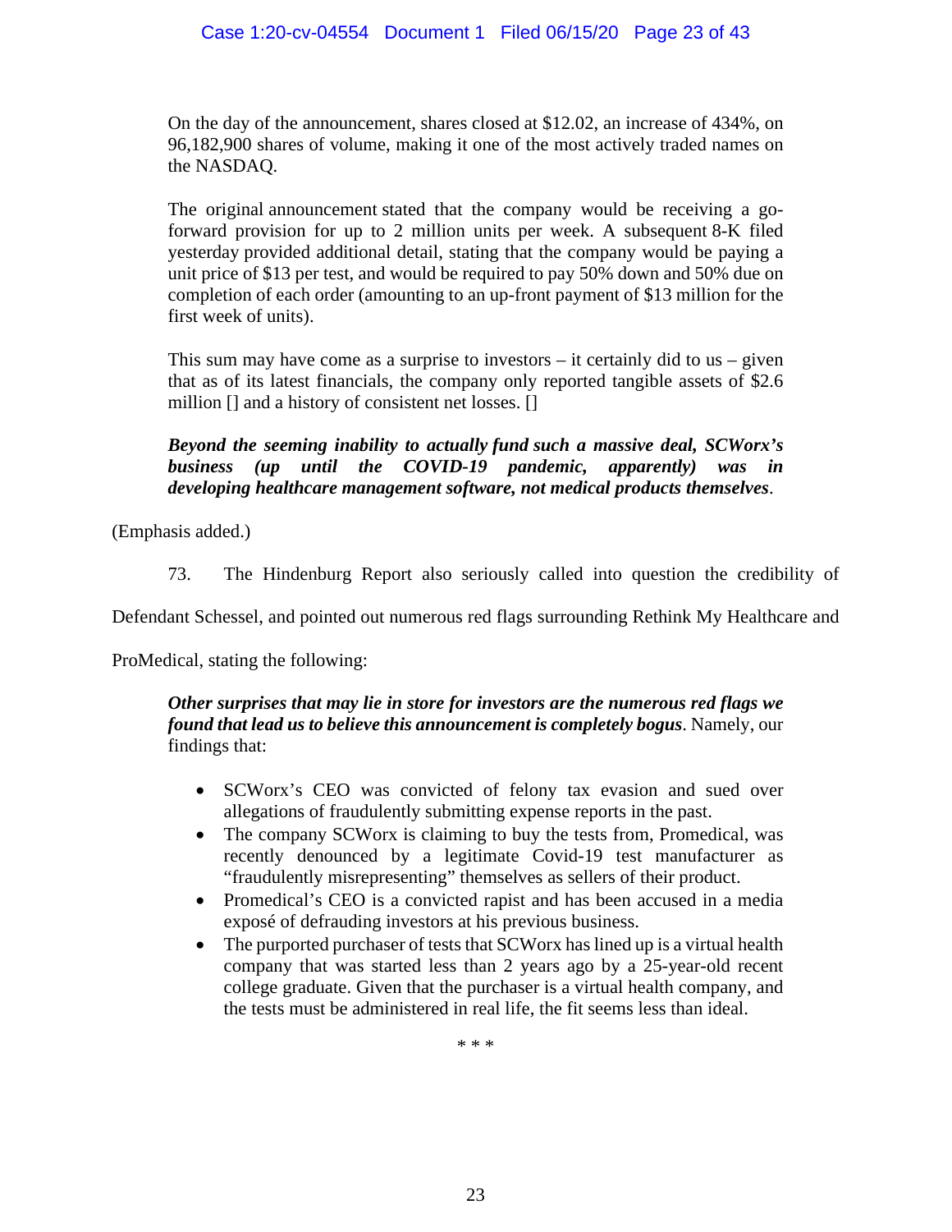> On the day of the announcement, shares closed at $12.02, an increase of 434%, on 96,182,900 shares of volume, making it one of the most actively traded names on the NASDAQ.
>
> The original announcement stated that the company would be receiving a go-forward provision for up to 2 million units per week. A subsequent 8-K filed yesterday provided additional detail, stating that the company would be paying a unit price of $13 per test, and would be required to pay 50% down and 50% due on completion of each order (amounting to an up-front payment of $13 million for the first week of units).
>
> This sum may have come as a surprise to investors – it certainly did to us – given that as of its latest financials, the company only reported tangible assets of $2.6 million [] and a history of consistent net losses. []
>
> ***Beyond the seeming inability to actually fund such a massive deal, SCWorx's business (up until the COVID-19 pandemic, apparently) was in developing healthcare management software, not medical products themselves***.

(Emphasis added.)

73. The Hindenburg Report also seriously called into question the credibility of Defendant Schessel, and pointed out numerous red flags surrounding Rethink My Healthcare and ProMedical, stating the following:

> ***Other surprises that may lie in store for investors are the numerous red flags we found that lead us to believe this announcement is completely bogus***. Namely, our findings that:
>
> - SCWorx's CEO was convicted of felony tax evasion and sued over allegations of fraudulently submitting expense reports in the past.
> - The company SCWorx is claiming to buy the tests from, Promedical, was recently denounced by a legitimate Covid-19 test manufacturer as "fraudulently misrepresenting" themselves as sellers of their product.
> - Promedical's CEO is a convicted rapist and has been accused in a media exposé of defrauding investors at his previous business.
> - The purported purchaser of tests that SCWorx has lined up is a virtual health company that was started less than 2 years ago by a 25-year-old recent college graduate. Given that the purchaser is a virtual health company, and the tests must be administered in real life, the fit seems less than ideal.

\* \* \*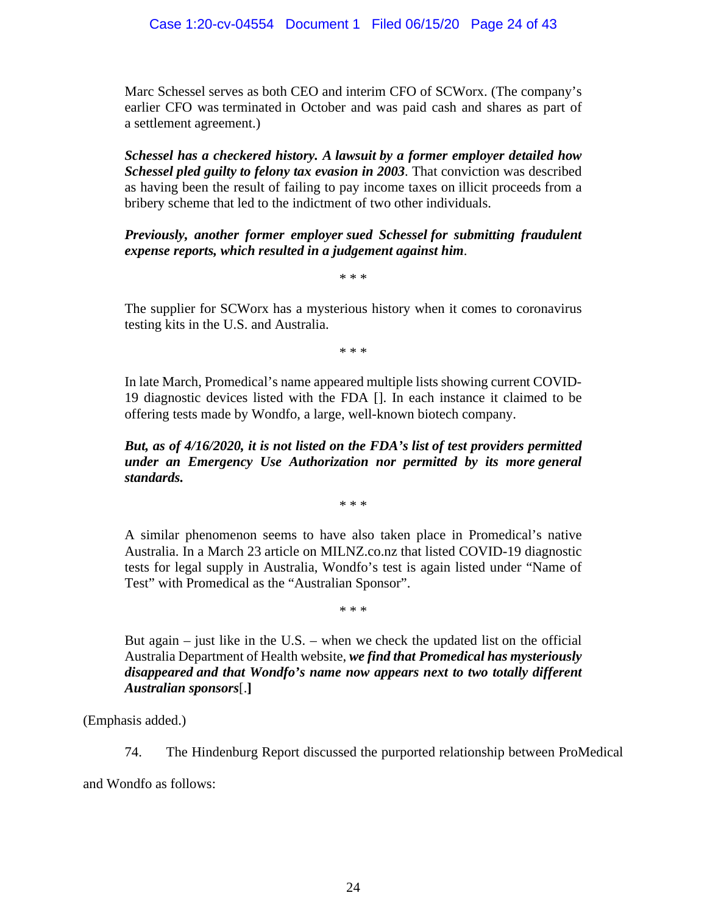> Marc Schessel serves as both CEO and interim CFO of SCWorx. (The company's earlier CFO was terminated in October and was paid cash and shares as part of a settlement agreement.)
>
> ***Schessel has a checkered history. A lawsuit by a former employer detailed how Schessel pled guilty to felony tax evasion in 2003***. That conviction was described as having been the result of failing to pay income taxes on illicit proceeds from a bribery scheme that led to the indictment of two other individuals.
>
> ***Previously, another former employer sued Schessel for submitting fraudulent expense reports, which resulted in a judgement against him***.
>
> \* \* \*
>
> The supplier for SCWorx has a mysterious history when it comes to coronavirus testing kits in the U.S. and Australia.
>
> \* \* \*
>
> In late March, Promedical's name appeared multiple lists showing current COVID-19 diagnostic devices listed with the FDA []. In each instance it claimed to be offering tests made by Wondfo, a large, well-known biotech company.
>
> ***But, as of 4/16/2020, it is not listed on the FDA's list of test providers permitted under an Emergency Use Authorization nor permitted by its more general standards.***
>
> \* \* \*
>
> A similar phenomenon seems to have also taken place in Promedical's native Australia. In a March 23 article on MILNZ.co.nz that listed COVID-19 diagnostic tests for legal supply in Australia, Wondfo's test is again listed under "Name of Test" with Promedical as the "Australian Sponsor".
>
> \* \* \*
>
> But again – just like in the U.S. – when we check the updated list on the official Australia Department of Health website, ***we find that Promedical has mysteriously disappeared and that Wondfo's name now appears next to two totally different Australian sponsors***[.**]**

(Emphasis added.)

74. The Hindenburg Report discussed the purported relationship between ProMedical and Wondfo as follows: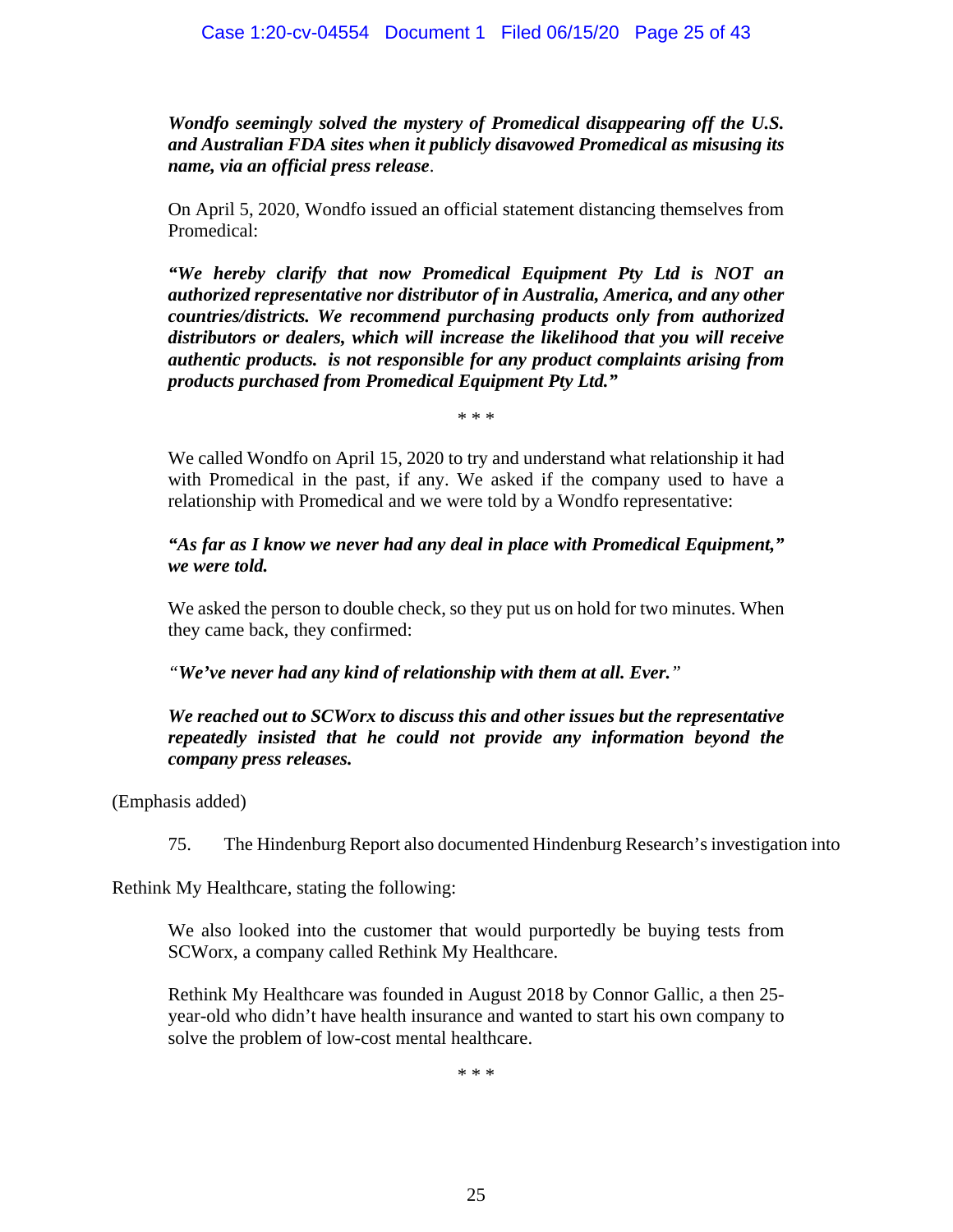***Wondfo seemingly solved the mystery of Promedical disappearing off the U.S. and Australian FDA sites when it publicly disavowed Promedical as misusing its name, via an official press release*.**

On April 5, 2020, Wondfo issued an official statement distancing themselves from Promedical:

***"We hereby clarify that now Promedical Equipment Pty Ltd is NOT an authorized representative nor distributor of in Australia, America, and any other countries/districts. We recommend purchasing products only from authorized distributors or dealers, which will increase the likelihood that you will receive authentic products. is not responsible for any product complaints arising from products purchased from Promedical Equipment Pty Ltd."***

\* \* \*

We called Wondfo on April 15, 2020 to try and understand what relationship it had with Promedical in the past, if any. We asked if the company used to have a relationship with Promedical and we were told by a Wondfo representative:

***"As far as I know we never had any deal in place with Promedical Equipment," we were told.***

We asked the person to double check, so they put us on hold for two minutes. When they came back, they confirmed:

*"**We've never had any kind of relationship with them at all. Ever.**"*

***We reached out to SCWorx to discuss this and other issues but the representative repeatedly insisted that he could not provide any information beyond the company press releases.***

(Emphasis added)

75. The Hindenburg Report also documented Hindenburg Research's investigation into Rethink My Healthcare, stating the following:

We also looked into the customer that would purportedly be buying tests from SCWorx, a company called Rethink My Healthcare.

Rethink My Healthcare was founded in August 2018 by Connor Gallic, a then 25-year-old who didn't have health insurance and wanted to start his own company to solve the problem of low-cost mental healthcare.

\* \* \*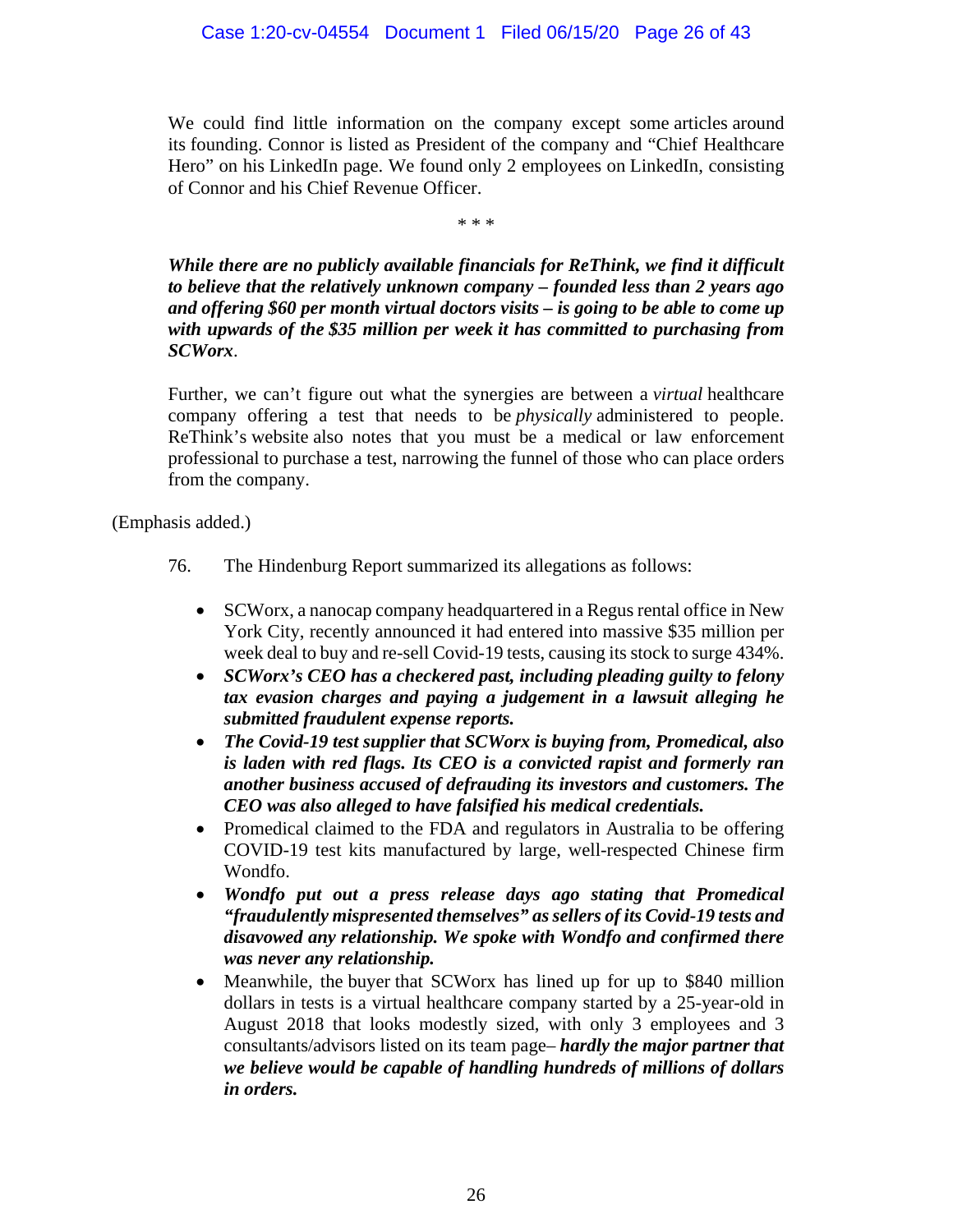> We could find little information on the company except some articles around its founding. Connor is listed as President of the company and "Chief Healthcare Hero" on his LinkedIn page. We found only 2 employees on LinkedIn, consisting of Connor and his Chief Revenue Officer.
>
> \* \* \*
>
> ***While there are no publicly available financials for ReThink, we find it difficult to believe that the relatively unknown company – founded less than 2 years ago and offering $60 per month virtual doctors visits – is going to be able to come up with upwards of the $35 million per week it has committed to purchasing from SCWorx***.
>
> Further, we can't figure out what the synergies are between a *virtual* healthcare company offering a test that needs to be *physically* administered to people. ReThink's website also notes that you must be a medical or law enforcement professional to purchase a test, narrowing the funnel of those who can place orders from the company.

(Emphasis added.)

76. The Hindenburg Report summarized its allegations as follows:

- SCWorx, a nanocap company headquartered in a Regus rental office in New York City, recently announced it had entered into massive $35 million per week deal to buy and re-sell Covid-19 tests, causing its stock to surge 434%.
- ***SCWorx's CEO has a checkered past, including pleading guilty to felony tax evasion charges and paying a judgement in a lawsuit alleging he submitted fraudulent expense reports.***
- ***The Covid-19 test supplier that SCWorx is buying from, Promedical, also is laden with red flags. Its CEO is a convicted rapist and formerly ran another business accused of defrauding its investors and customers. The CEO was also alleged to have falsified his medical credentials.***
- Promedical claimed to the FDA and regulators in Australia to be offering COVID-19 test kits manufactured by large, well-respected Chinese firm Wondfo.
- ***Wondfo put out a press release days ago stating that Promedical "fraudulently mispresented themselves" as sellers of its Covid-19 tests and disavowed any relationship. We spoke with Wondfo and confirmed there was never any relationship.***
- Meanwhile, the buyer that SCWorx has lined up for up to $840 million dollars in tests is a virtual healthcare company started by a 25-year-old in August 2018 that looks modestly sized, with only 3 employees and 3 consultants/advisors listed on its team page– ***hardly the major partner that we believe would be capable of handling hundreds of millions of dollars in orders.***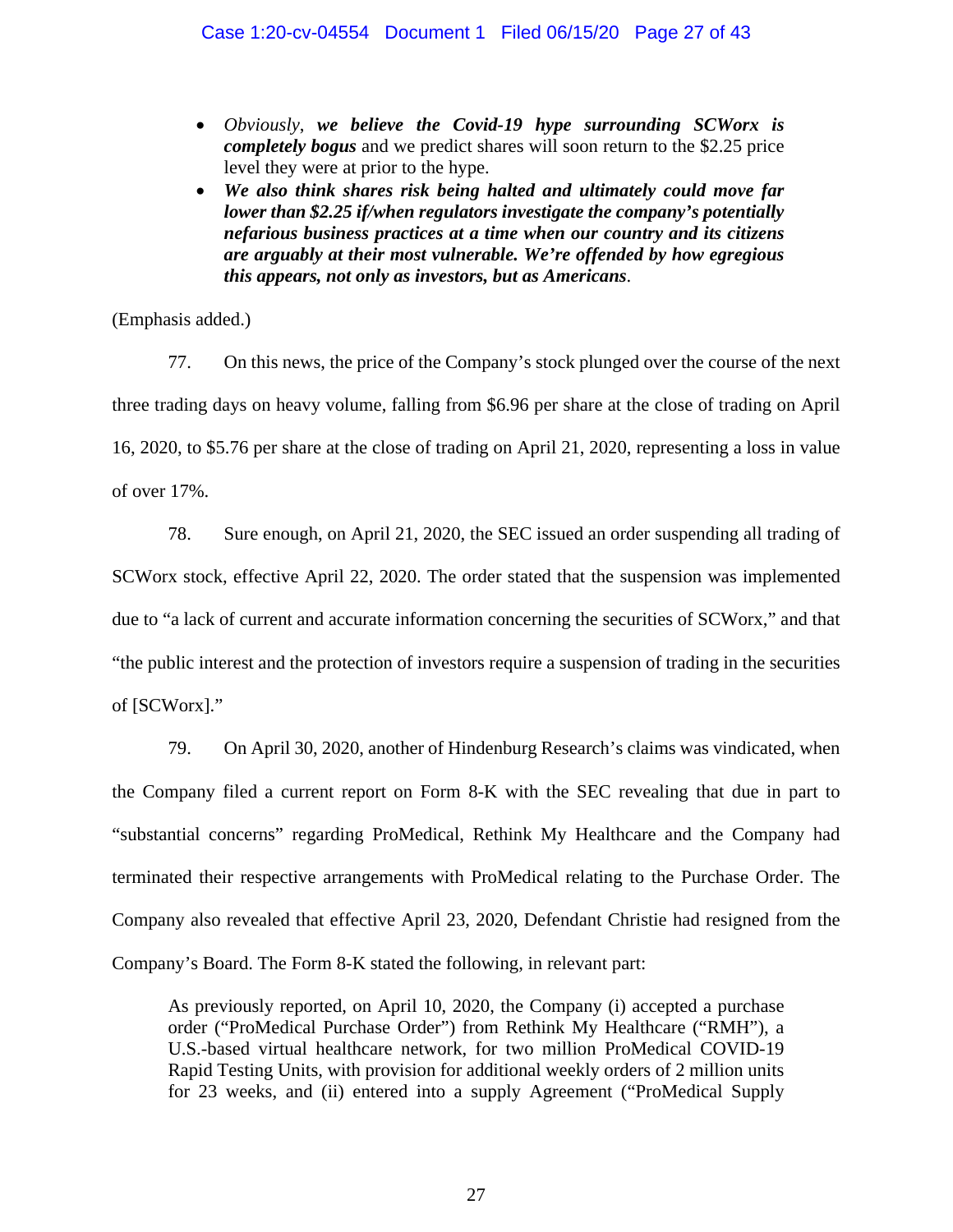- *Obviously*, ***we believe the Covid-19 hype surrounding SCWorx is completely bogus*** and we predict shares will soon return to the $2.25 price level they were at prior to the hype.
- ***We also think shares risk being halted and ultimately could move far lower than $2.25 if/when regulators investigate the company's potentially nefarious business practices at a time when our country and its citizens are arguably at their most vulnerable. We're offended by how egregious this appears, not only as investors, but as Americans***.

(Emphasis added.)

77. On this news, the price of the Company's stock plunged over the course of the next three trading days on heavy volume, falling from $6.96 per share at the close of trading on April 16, 2020, to $5.76 per share at the close of trading on April 21, 2020, representing a loss in value of over 17%.

78. Sure enough, on April 21, 2020, the SEC issued an order suspending all trading of SCWorx stock, effective April 22, 2020. The order stated that the suspension was implemented due to "a lack of current and accurate information concerning the securities of SCWorx," and that "the public interest and the protection of investors require a suspension of trading in the securities of [SCWorx]."

79. On April 30, 2020, another of Hindenburg Research's claims was vindicated, when the Company filed a current report on Form 8-K with the SEC revealing that due in part to "substantial concerns" regarding ProMedical, Rethink My Healthcare and the Company had terminated their respective arrangements with ProMedical relating to the Purchase Order. The Company also revealed that effective April 23, 2020, Defendant Christie had resigned from the Company's Board. The Form 8-K stated the following, in relevant part:

> As previously reported, on April 10, 2020, the Company (i) accepted a purchase order ("ProMedical Purchase Order") from Rethink My Healthcare ("RMH"), a U.S.-based virtual healthcare network, for two million ProMedical COVID-19 Rapid Testing Units, with provision for additional weekly orders of 2 million units for 23 weeks, and (ii) entered into a supply Agreement ("ProMedical Supply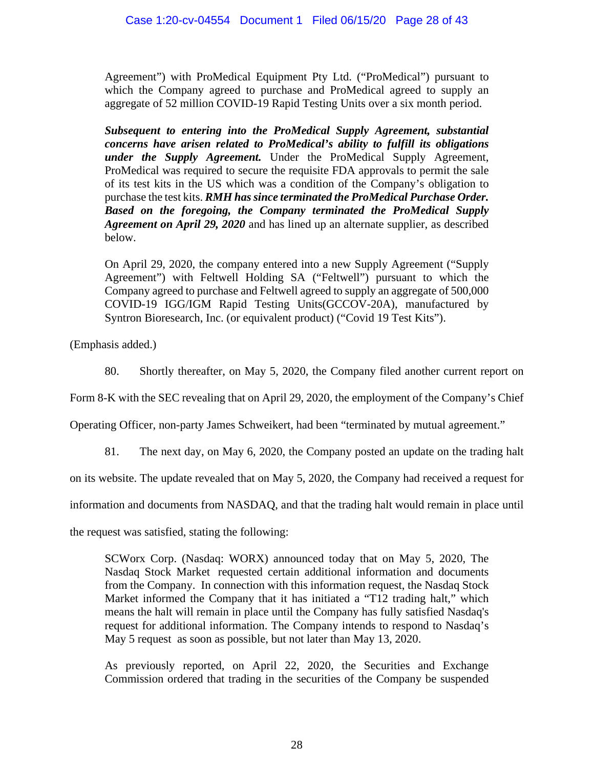> Agreement") with ProMedical Equipment Pty Ltd. ("ProMedical") pursuant to which the Company agreed to purchase and ProMedical agreed to supply an aggregate of 52 million COVID-19 Rapid Testing Units over a six month period.
>
> ***Subsequent to entering into the ProMedical Supply Agreement, substantial concerns have arisen related to ProMedical's ability to fulfill its obligations under the Supply Agreement.*** Under the ProMedical Supply Agreement, ProMedical was required to secure the requisite FDA approvals to permit the sale of its test kits in the US which was a condition of the Company's obligation to purchase the test kits. ***RMH has since terminated the ProMedical Purchase Order. Based on the foregoing, the Company terminated the ProMedical Supply Agreement on April 29, 2020*** and has lined up an alternate supplier, as described below.
>
> On April 29, 2020, the company entered into a new Supply Agreement ("Supply Agreement") with Feltwell Holding SA ("Feltwell") pursuant to which the Company agreed to purchase and Feltwell agreed to supply an aggregate of 500,000 COVID-19 IGG/IGM Rapid Testing Units(GCCOV-20A), manufactured by Syntron Bioresearch, Inc. (or equivalent product) ("Covid 19 Test Kits").

(Emphasis added.)

80. Shortly thereafter, on May 5, 2020, the Company filed another current report on Form 8-K with the SEC revealing that on April 29, 2020, the employment of the Company's Chief Operating Officer, non-party James Schweikert, had been "terminated by mutual agreement."

81. The next day, on May 6, 2020, the Company posted an update on the trading halt on its website. The update revealed that on May 5, 2020, the Company had received a request for information and documents from NASDAQ, and that the trading halt would remain in place until the request was satisfied, stating the following:

> SCWorx Corp. (Nasdaq: WORX) announced today that on May 5, 2020, The Nasdaq Stock Market requested certain additional information and documents from the Company. In connection with this information request, the Nasdaq Stock Market informed the Company that it has initiated a "T12 trading halt," which means the halt will remain in place until the Company has fully satisfied Nasdaq's request for additional information. The Company intends to respond to Nasdaq's May 5 request as soon as possible, but not later than May 13, 2020.
>
> As previously reported, on April 22, 2020, the Securities and Exchange Commission ordered that trading in the securities of the Company be suspended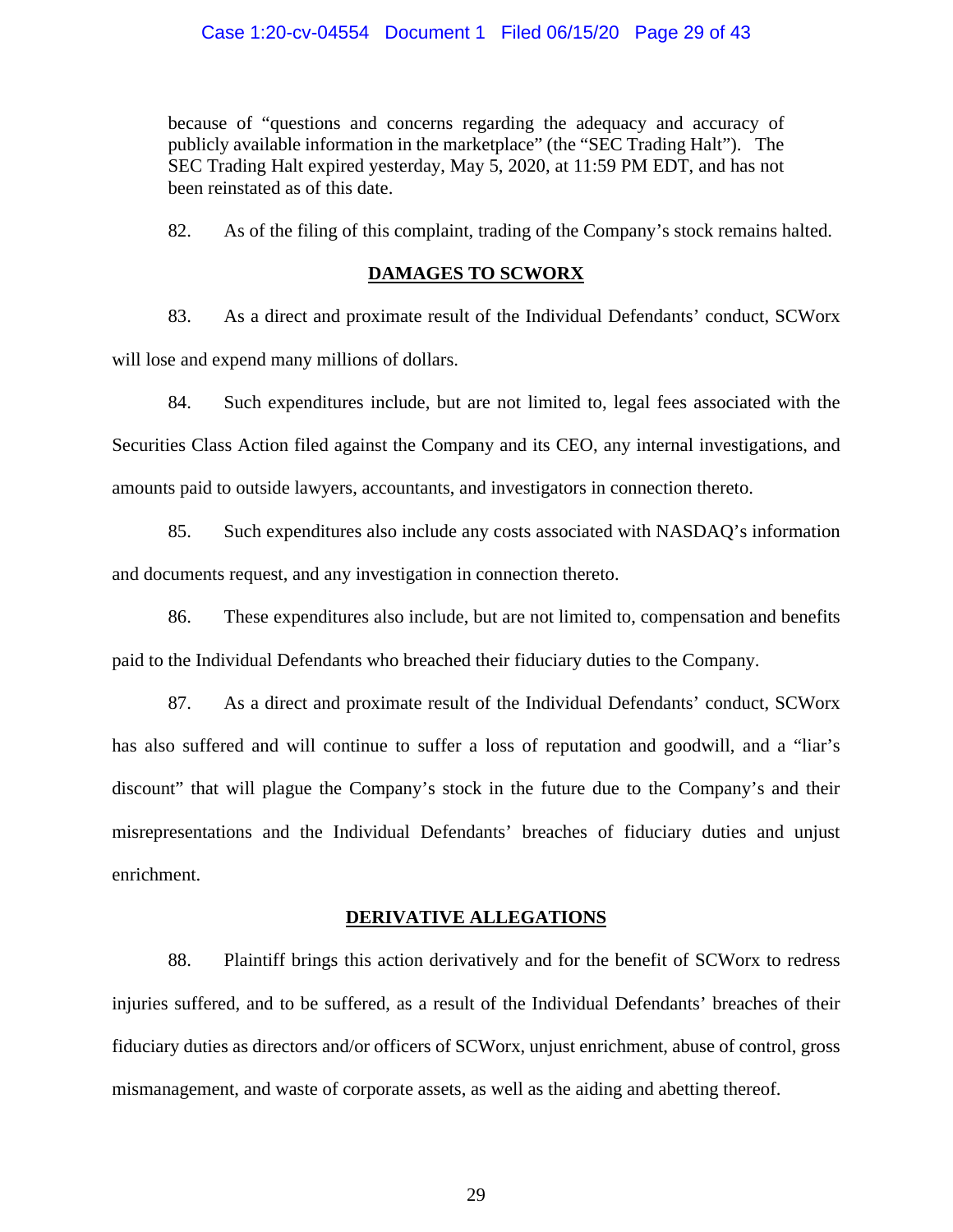because of "questions and concerns regarding the adequacy and accuracy of publicly available information in the marketplace" (the "SEC Trading Halt"). The SEC Trading Halt expired yesterday, May 5, 2020, at 11:59 PM EDT, and has not been reinstated as of this date.

82. As of the filing of this complaint, trading of the Company's stock remains halted.

## DAMAGES TO SCWORX

83. As a direct and proximate result of the Individual Defendants' conduct, SCWorx will lose and expend many millions of dollars.

84. Such expenditures include, but are not limited to, legal fees associated with the Securities Class Action filed against the Company and its CEO, any internal investigations, and amounts paid to outside lawyers, accountants, and investigators in connection thereto.

85. Such expenditures also include any costs associated with NASDAQ's information and documents request, and any investigation in connection thereto.

86. These expenditures also include, but are not limited to, compensation and benefits paid to the Individual Defendants who breached their fiduciary duties to the Company.

87. As a direct and proximate result of the Individual Defendants' conduct, SCWorx has also suffered and will continue to suffer a loss of reputation and goodwill, and a "liar's discount" that will plague the Company's stock in the future due to the Company's and their misrepresentations and the Individual Defendants' breaches of fiduciary duties and unjust enrichment.

## DERIVATIVE ALLEGATIONS

88. Plaintiff brings this action derivatively and for the benefit of SCWorx to redress injuries suffered, and to be suffered, as a result of the Individual Defendants' breaches of their fiduciary duties as directors and/or officers of SCWorx, unjust enrichment, abuse of control, gross mismanagement, and waste of corporate assets, as well as the aiding and abetting thereof.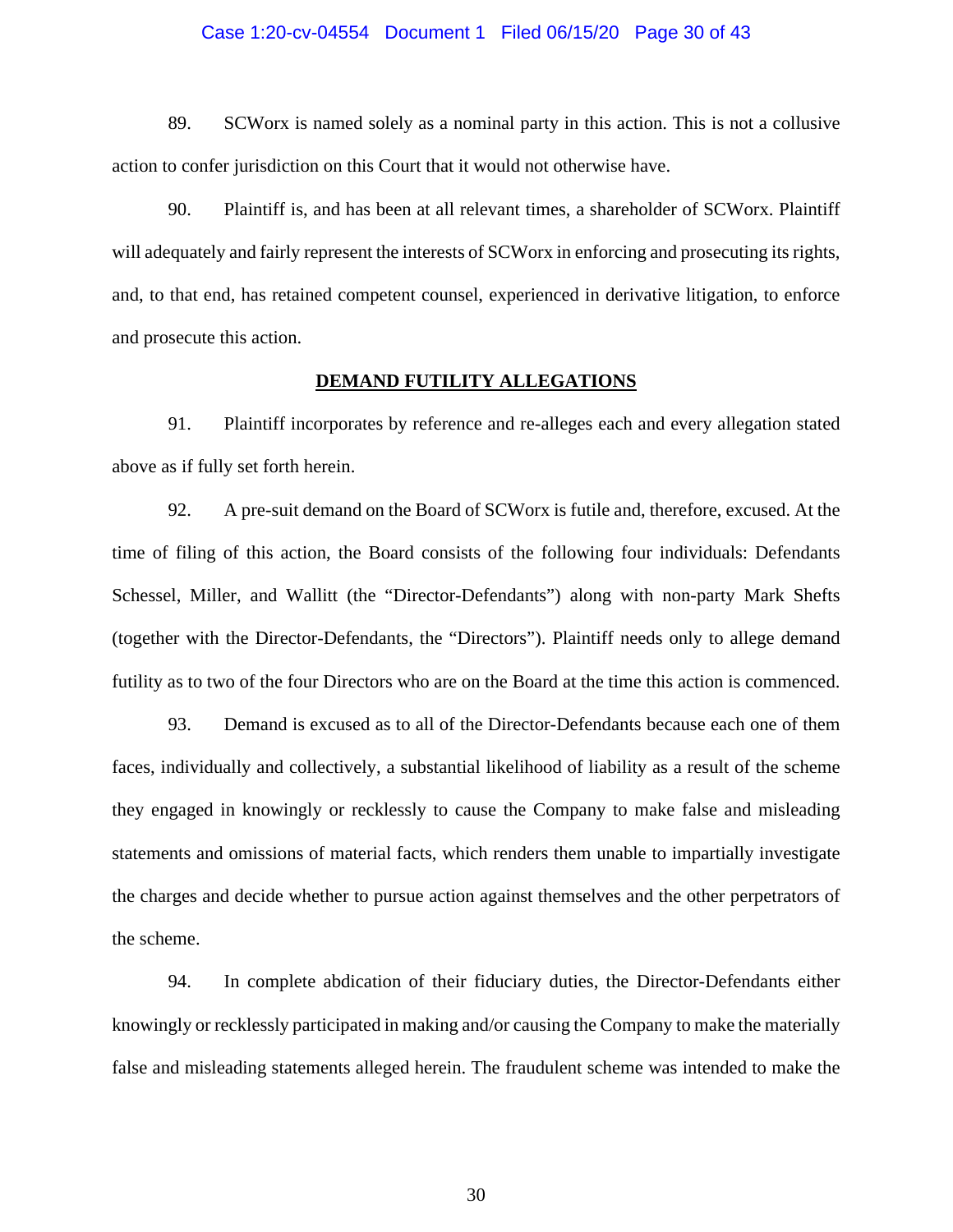89. SCWorx is named solely as a nominal party in this action. This is not a collusive action to confer jurisdiction on this Court that it would not otherwise have.

90. Plaintiff is, and has been at all relevant times, a shareholder of SCWorx. Plaintiff will adequately and fairly represent the interests of SCWorx in enforcing and prosecuting its rights, and, to that end, has retained competent counsel, experienced in derivative litigation, to enforce and prosecute this action.

## DEMAND FUTILITY ALLEGATIONS

91. Plaintiff incorporates by reference and re-alleges each and every allegation stated above as if fully set forth herein.

92. A pre-suit demand on the Board of SCWorx is futile and, therefore, excused. At the time of filing of this action, the Board consists of the following four individuals: Defendants Schessel, Miller, and Wallitt (the "Director-Defendants") along with non-party Mark Shefts (together with the Director-Defendants, the "Directors"). Plaintiff needs only to allege demand futility as to two of the four Directors who are on the Board at the time this action is commenced.

93. Demand is excused as to all of the Director-Defendants because each one of them faces, individually and collectively, a substantial likelihood of liability as a result of the scheme they engaged in knowingly or recklessly to cause the Company to make false and misleading statements and omissions of material facts, which renders them unable to impartially investigate the charges and decide whether to pursue action against themselves and the other perpetrators of the scheme.

94. In complete abdication of their fiduciary duties, the Director-Defendants either knowingly or recklessly participated in making and/or causing the Company to make the materially false and misleading statements alleged herein. The fraudulent scheme was intended to make the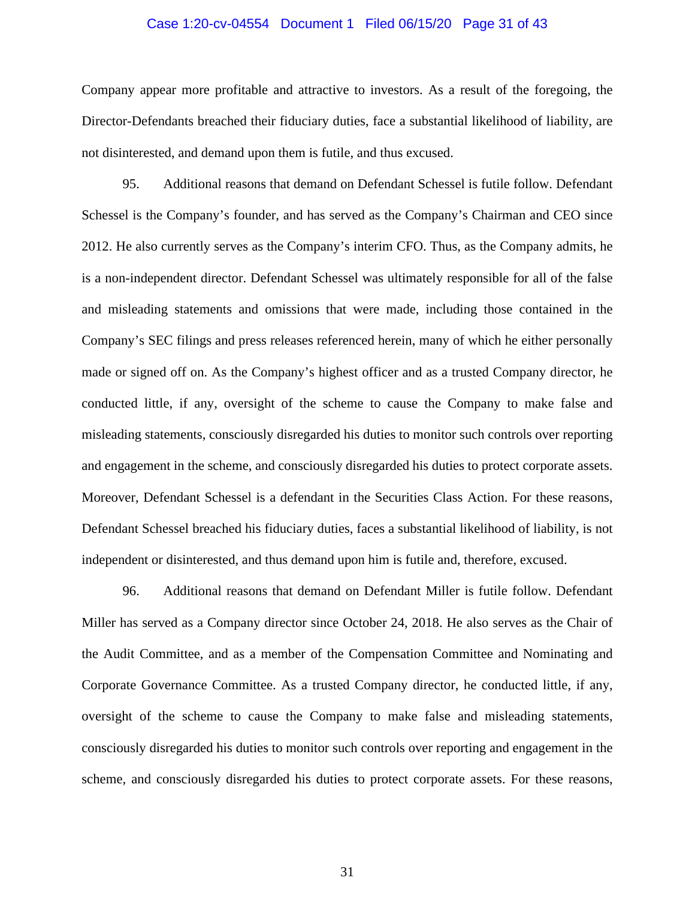Company appear more profitable and attractive to investors. As a result of the foregoing, the Director-Defendants breached their fiduciary duties, face a substantial likelihood of liability, are not disinterested, and demand upon them is futile, and thus excused.

95. Additional reasons that demand on Defendant Schessel is futile follow. Defendant Schessel is the Company's founder, and has served as the Company's Chairman and CEO since 2012. He also currently serves as the Company's interim CFO. Thus, as the Company admits, he is a non-independent director. Defendant Schessel was ultimately responsible for all of the false and misleading statements and omissions that were made, including those contained in the Company's SEC filings and press releases referenced herein, many of which he either personally made or signed off on. As the Company's highest officer and as a trusted Company director, he conducted little, if any, oversight of the scheme to cause the Company to make false and misleading statements, consciously disregarded his duties to monitor such controls over reporting and engagement in the scheme, and consciously disregarded his duties to protect corporate assets. Moreover, Defendant Schessel is a defendant in the Securities Class Action. For these reasons, Defendant Schessel breached his fiduciary duties, faces a substantial likelihood of liability, is not independent or disinterested, and thus demand upon him is futile and, therefore, excused.

96. Additional reasons that demand on Defendant Miller is futile follow. Defendant Miller has served as a Company director since October 24, 2018. He also serves as the Chair of the Audit Committee, and as a member of the Compensation Committee and Nominating and Corporate Governance Committee. As a trusted Company director, he conducted little, if any, oversight of the scheme to cause the Company to make false and misleading statements, consciously disregarded his duties to monitor such controls over reporting and engagement in the scheme, and consciously disregarded his duties to protect corporate assets. For these reasons,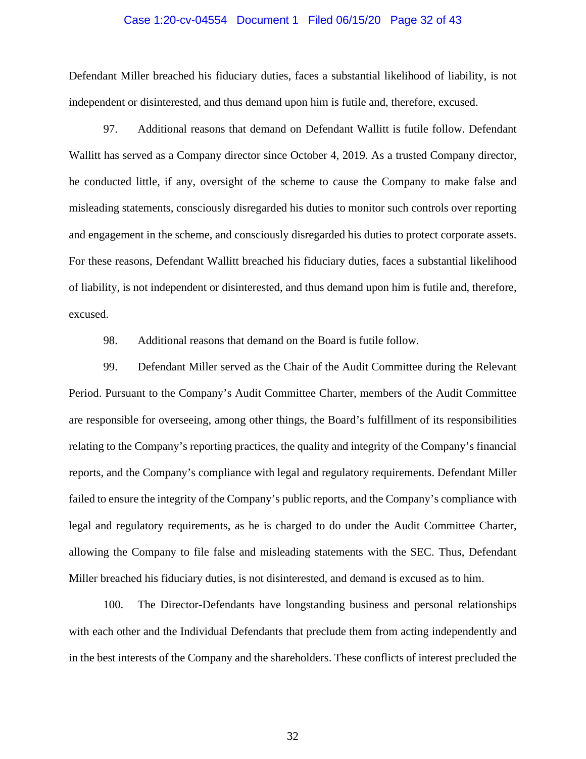Defendant Miller breached his fiduciary duties, faces a substantial likelihood of liability, is not independent or disinterested, and thus demand upon him is futile and, therefore, excused.

97. Additional reasons that demand on Defendant Wallitt is futile follow. Defendant Wallitt has served as a Company director since October 4, 2019. As a trusted Company director, he conducted little, if any, oversight of the scheme to cause the Company to make false and misleading statements, consciously disregarded his duties to monitor such controls over reporting and engagement in the scheme, and consciously disregarded his duties to protect corporate assets. For these reasons, Defendant Wallitt breached his fiduciary duties, faces a substantial likelihood of liability, is not independent or disinterested, and thus demand upon him is futile and, therefore, excused.

98. Additional reasons that demand on the Board is futile follow.

99. Defendant Miller served as the Chair of the Audit Committee during the Relevant Period. Pursuant to the Company's Audit Committee Charter, members of the Audit Committee are responsible for overseeing, among other things, the Board's fulfillment of its responsibilities relating to the Company's reporting practices, the quality and integrity of the Company's financial reports, and the Company's compliance with legal and regulatory requirements. Defendant Miller failed to ensure the integrity of the Company's public reports, and the Company's compliance with legal and regulatory requirements, as he is charged to do under the Audit Committee Charter, allowing the Company to file false and misleading statements with the SEC. Thus, Defendant Miller breached his fiduciary duties, is not disinterested, and demand is excused as to him.

100. The Director-Defendants have longstanding business and personal relationships with each other and the Individual Defendants that preclude them from acting independently and in the best interests of the Company and the shareholders. These conflicts of interest precluded the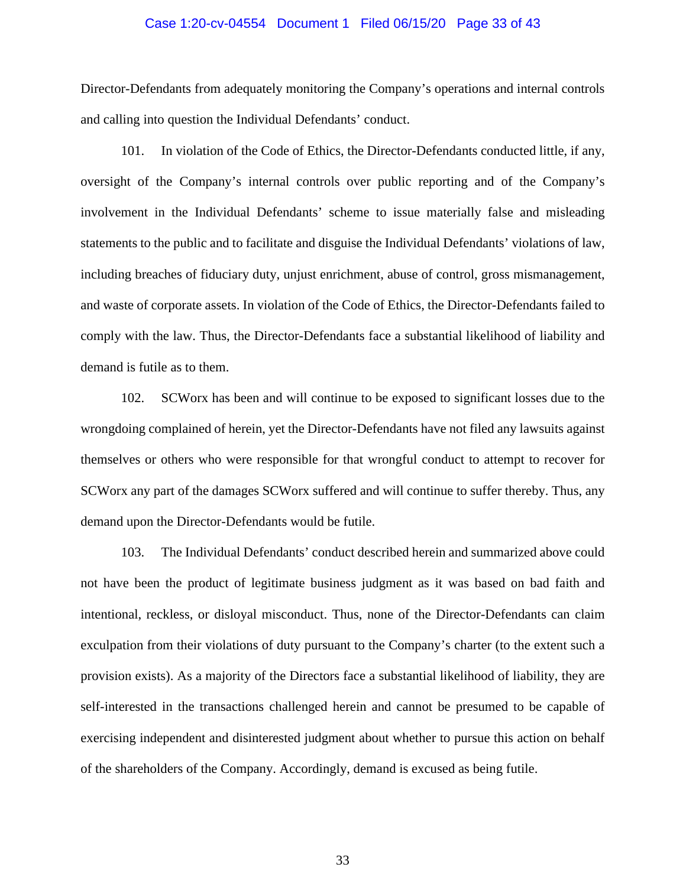Director-Defendants from adequately monitoring the Company's operations and internal controls and calling into question the Individual Defendants' conduct.

101. In violation of the Code of Ethics, the Director-Defendants conducted little, if any, oversight of the Company's internal controls over public reporting and of the Company's involvement in the Individual Defendants' scheme to issue materially false and misleading statements to the public and to facilitate and disguise the Individual Defendants' violations of law, including breaches of fiduciary duty, unjust enrichment, abuse of control, gross mismanagement, and waste of corporate assets. In violation of the Code of Ethics, the Director-Defendants failed to comply with the law. Thus, the Director-Defendants face a substantial likelihood of liability and demand is futile as to them.

102. SCWorx has been and will continue to be exposed to significant losses due to the wrongdoing complained of herein, yet the Director-Defendants have not filed any lawsuits against themselves or others who were responsible for that wrongful conduct to attempt to recover for SCWorx any part of the damages SCWorx suffered and will continue to suffer thereby. Thus, any demand upon the Director-Defendants would be futile.

103. The Individual Defendants' conduct described herein and summarized above could not have been the product of legitimate business judgment as it was based on bad faith and intentional, reckless, or disloyal misconduct. Thus, none of the Director-Defendants can claim exculpation from their violations of duty pursuant to the Company's charter (to the extent such a provision exists). As a majority of the Directors face a substantial likelihood of liability, they are self-interested in the transactions challenged herein and cannot be presumed to be capable of exercising independent and disinterested judgment about whether to pursue this action on behalf of the shareholders of the Company. Accordingly, demand is excused as being futile.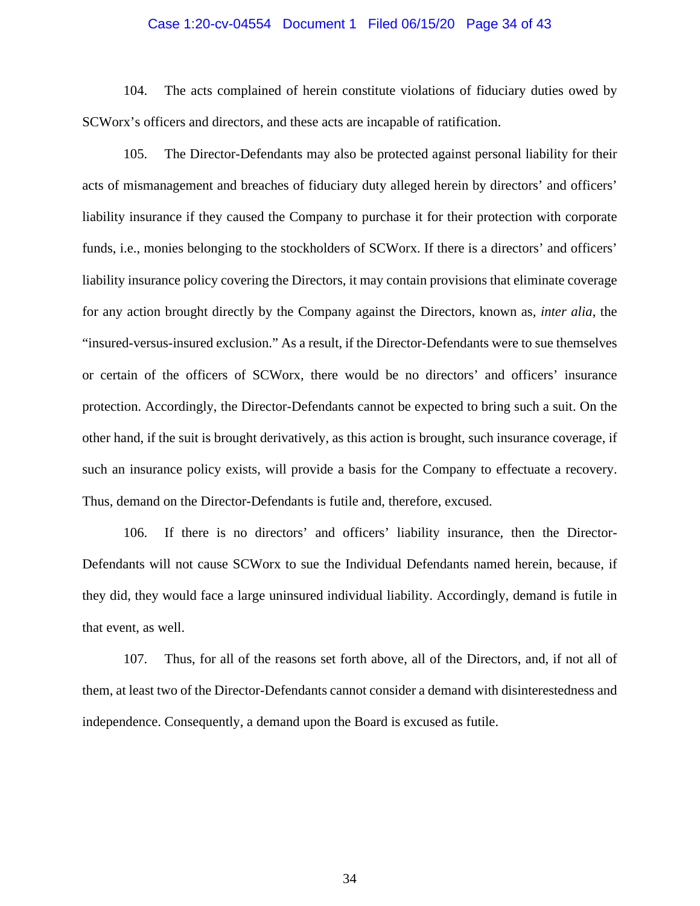104. The acts complained of herein constitute violations of fiduciary duties owed by SCWorx's officers and directors, and these acts are incapable of ratification.

105. The Director-Defendants may also be protected against personal liability for their acts of mismanagement and breaches of fiduciary duty alleged herein by directors' and officers' liability insurance if they caused the Company to purchase it for their protection with corporate funds, i.e., monies belonging to the stockholders of SCWorx. If there is a directors' and officers' liability insurance policy covering the Directors, it may contain provisions that eliminate coverage for any action brought directly by the Company against the Directors, known as, *inter alia*, the "insured-versus-insured exclusion." As a result, if the Director-Defendants were to sue themselves or certain of the officers of SCWorx, there would be no directors' and officers' insurance protection. Accordingly, the Director-Defendants cannot be expected to bring such a suit. On the other hand, if the suit is brought derivatively, as this action is brought, such insurance coverage, if such an insurance policy exists, will provide a basis for the Company to effectuate a recovery. Thus, demand on the Director-Defendants is futile and, therefore, excused.

106. If there is no directors' and officers' liability insurance, then the Director-Defendants will not cause SCWorx to sue the Individual Defendants named herein, because, if they did, they would face a large uninsured individual liability. Accordingly, demand is futile in that event, as well.

107. Thus, for all of the reasons set forth above, all of the Directors, and, if not all of them, at least two of the Director-Defendants cannot consider a demand with disinterestedness and independence. Consequently, a demand upon the Board is excused as futile.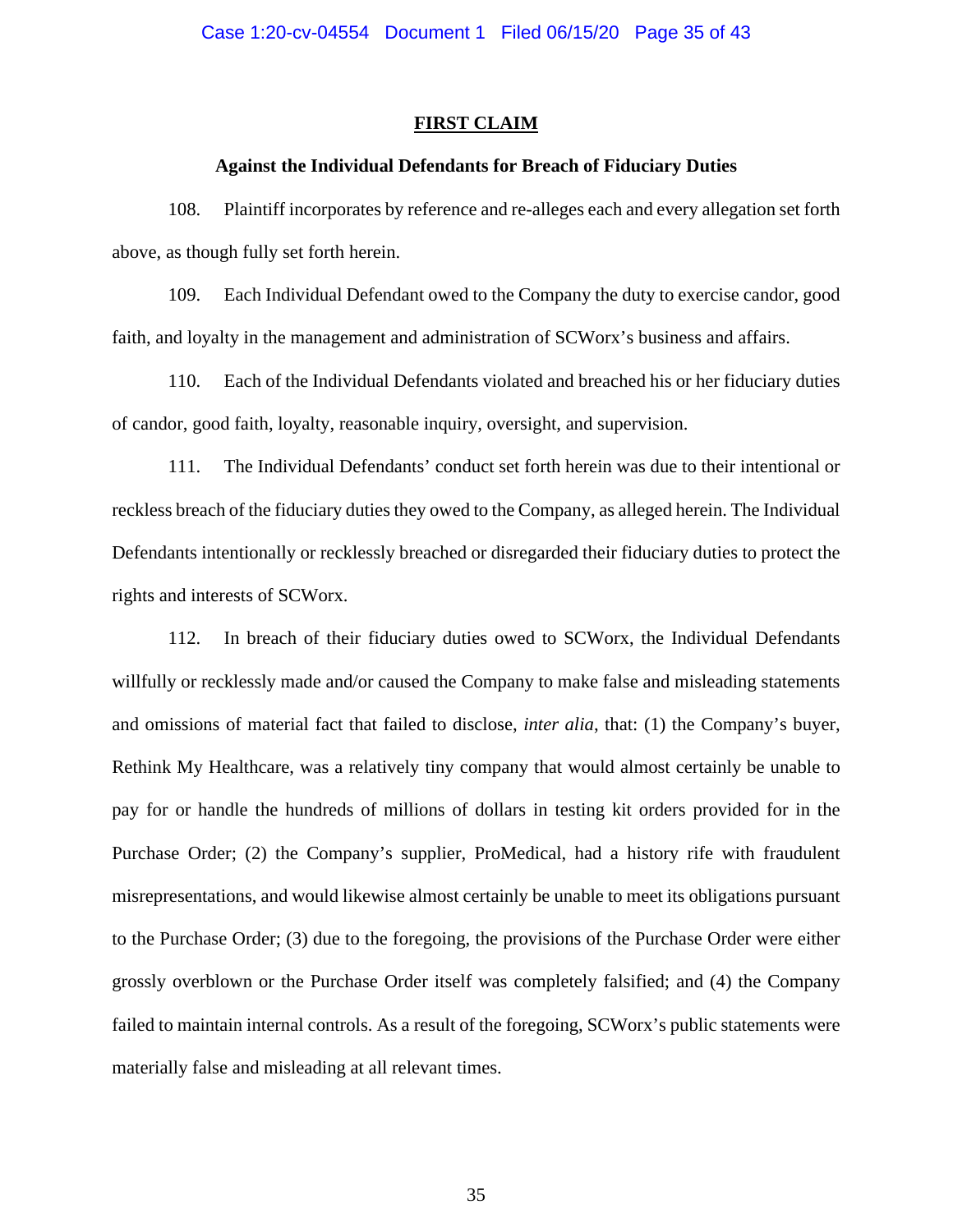## FIRST CLAIM

### Against the Individual Defendants for Breach of Fiduciary Duties

108. Plaintiff incorporates by reference and re-alleges each and every allegation set forth above, as though fully set forth herein.

109. Each Individual Defendant owed to the Company the duty to exercise candor, good faith, and loyalty in the management and administration of SCWorx's business and affairs.

110. Each of the Individual Defendants violated and breached his or her fiduciary duties of candor, good faith, loyalty, reasonable inquiry, oversight, and supervision.

111. The Individual Defendants' conduct set forth herein was due to their intentional or reckless breach of the fiduciary duties they owed to the Company, as alleged herein. The Individual Defendants intentionally or recklessly breached or disregarded their fiduciary duties to protect the rights and interests of SCWorx.

112. In breach of their fiduciary duties owed to SCWorx, the Individual Defendants willfully or recklessly made and/or caused the Company to make false and misleading statements and omissions of material fact that failed to disclose, *inter alia*, that: (1) the Company's buyer, Rethink My Healthcare, was a relatively tiny company that would almost certainly be unable to pay for or handle the hundreds of millions of dollars in testing kit orders provided for in the Purchase Order; (2) the Company's supplier, ProMedical, had a history rife with fraudulent misrepresentations, and would likewise almost certainly be unable to meet its obligations pursuant to the Purchase Order; (3) due to the foregoing, the provisions of the Purchase Order were either grossly overblown or the Purchase Order itself was completely falsified; and (4) the Company failed to maintain internal controls. As a result of the foregoing, SCWorx's public statements were materially false and misleading at all relevant times.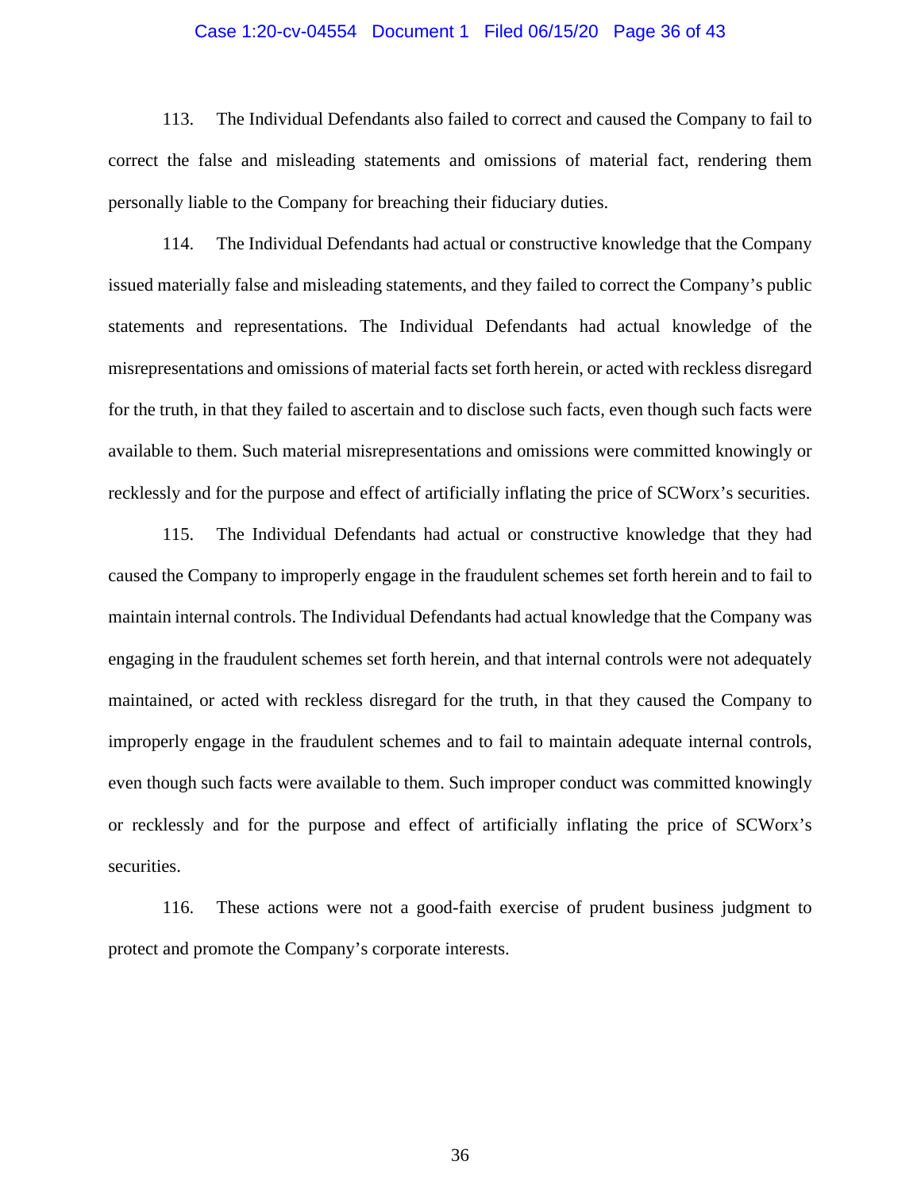113. The Individual Defendants also failed to correct and caused the Company to fail to correct the false and misleading statements and omissions of material fact, rendering them personally liable to the Company for breaching their fiduciary duties.

114. The Individual Defendants had actual or constructive knowledge that the Company issued materially false and misleading statements, and they failed to correct the Company's public statements and representations. The Individual Defendants had actual knowledge of the misrepresentations and omissions of material facts set forth herein, or acted with reckless disregard for the truth, in that they failed to ascertain and to disclose such facts, even though such facts were available to them. Such material misrepresentations and omissions were committed knowingly or recklessly and for the purpose and effect of artificially inflating the price of SCWorx's securities.

115. The Individual Defendants had actual or constructive knowledge that they had caused the Company to improperly engage in the fraudulent schemes set forth herein and to fail to maintain internal controls. The Individual Defendants had actual knowledge that the Company was engaging in the fraudulent schemes set forth herein, and that internal controls were not adequately maintained, or acted with reckless disregard for the truth, in that they caused the Company to improperly engage in the fraudulent schemes and to fail to maintain adequate internal controls, even though such facts were available to them. Such improper conduct was committed knowingly or recklessly and for the purpose and effect of artificially inflating the price of SCWorx's securities.

116. These actions were not a good-faith exercise of prudent business judgment to protect and promote the Company's corporate interests.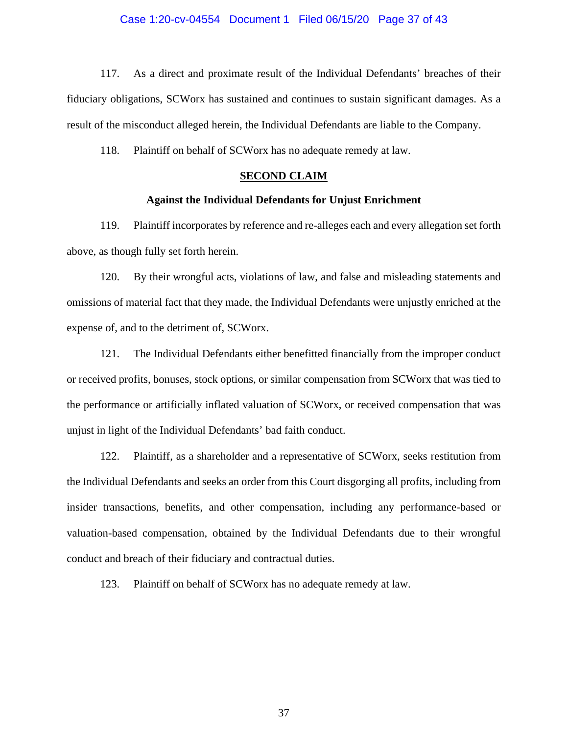117. As a direct and proximate result of the Individual Defendants' breaches of their fiduciary obligations, SCWorx has sustained and continues to sustain significant damages. As a result of the misconduct alleged herein, the Individual Defendants are liable to the Company.

118. Plaintiff on behalf of SCWorx has no adequate remedy at law.

## SECOND CLAIM

### Against the Individual Defendants for Unjust Enrichment

119. Plaintiff incorporates by reference and re-alleges each and every allegation set forth above, as though fully set forth herein.

120. By their wrongful acts, violations of law, and false and misleading statements and omissions of material fact that they made, the Individual Defendants were unjustly enriched at the expense of, and to the detriment of, SCWorx.

121. The Individual Defendants either benefitted financially from the improper conduct or received profits, bonuses, stock options, or similar compensation from SCWorx that was tied to the performance or artificially inflated valuation of SCWorx, or received compensation that was unjust in light of the Individual Defendants' bad faith conduct.

122. Plaintiff, as a shareholder and a representative of SCWorx, seeks restitution from the Individual Defendants and seeks an order from this Court disgorging all profits, including from insider transactions, benefits, and other compensation, including any performance-based or valuation-based compensation, obtained by the Individual Defendants due to their wrongful conduct and breach of their fiduciary and contractual duties.

123. Plaintiff on behalf of SCWorx has no adequate remedy at law.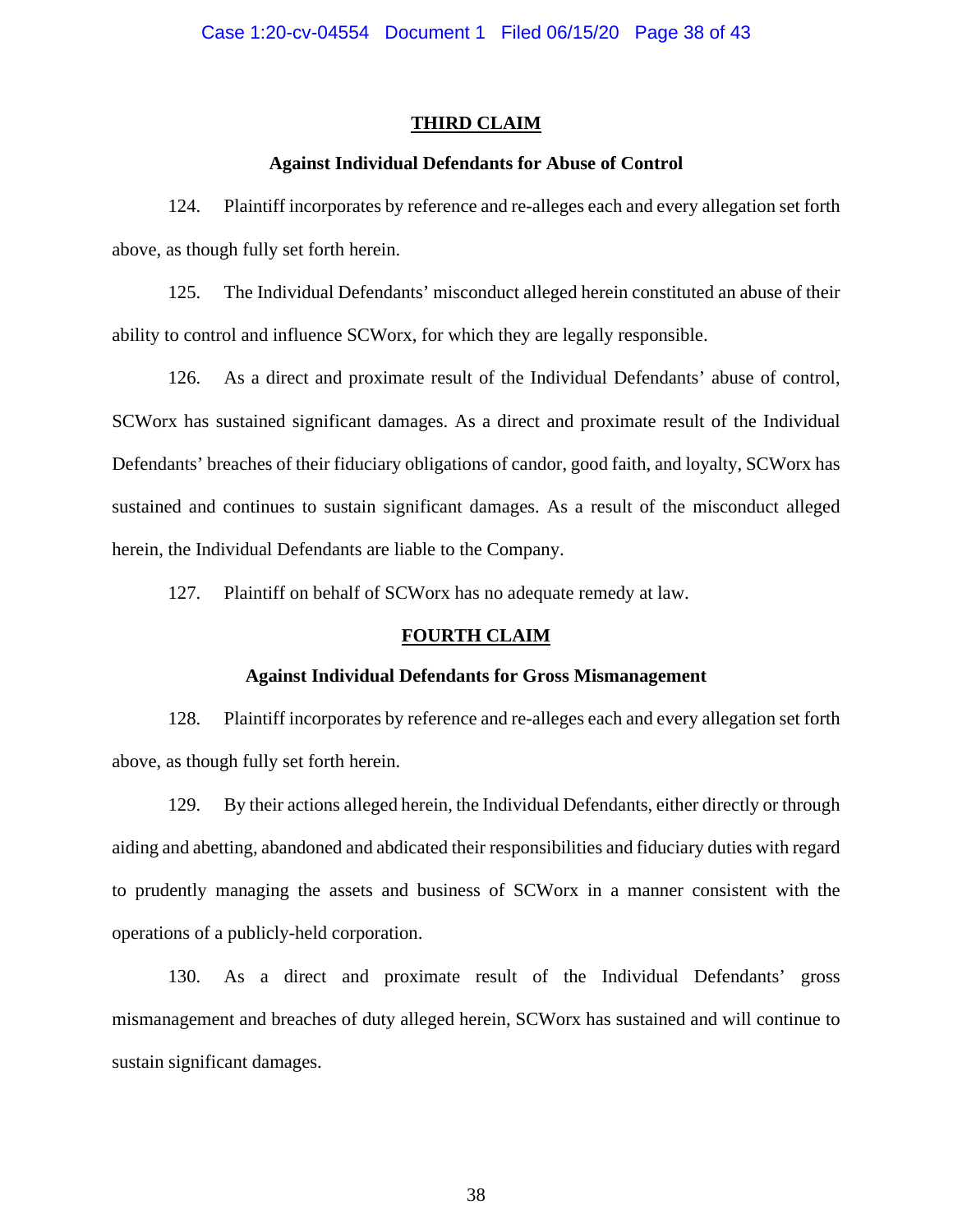## THIRD CLAIM

### Against Individual Defendants for Abuse of Control

124. Plaintiff incorporates by reference and re-alleges each and every allegation set forth above, as though fully set forth herein.

125. The Individual Defendants' misconduct alleged herein constituted an abuse of their ability to control and influence SCWorx, for which they are legally responsible.

126. As a direct and proximate result of the Individual Defendants' abuse of control, SCWorx has sustained significant damages. As a direct and proximate result of the Individual Defendants' breaches of their fiduciary obligations of candor, good faith, and loyalty, SCWorx has sustained and continues to sustain significant damages. As a result of the misconduct alleged herein, the Individual Defendants are liable to the Company.

127. Plaintiff on behalf of SCWorx has no adequate remedy at law.

## FOURTH CLAIM

### Against Individual Defendants for Gross Mismanagement

128. Plaintiff incorporates by reference and re-alleges each and every allegation set forth above, as though fully set forth herein.

129. By their actions alleged herein, the Individual Defendants, either directly or through aiding and abetting, abandoned and abdicated their responsibilities and fiduciary duties with regard to prudently managing the assets and business of SCWorx in a manner consistent with the operations of a publicly-held corporation.

130. As a direct and proximate result of the Individual Defendants' gross mismanagement and breaches of duty alleged herein, SCWorx has sustained and will continue to sustain significant damages.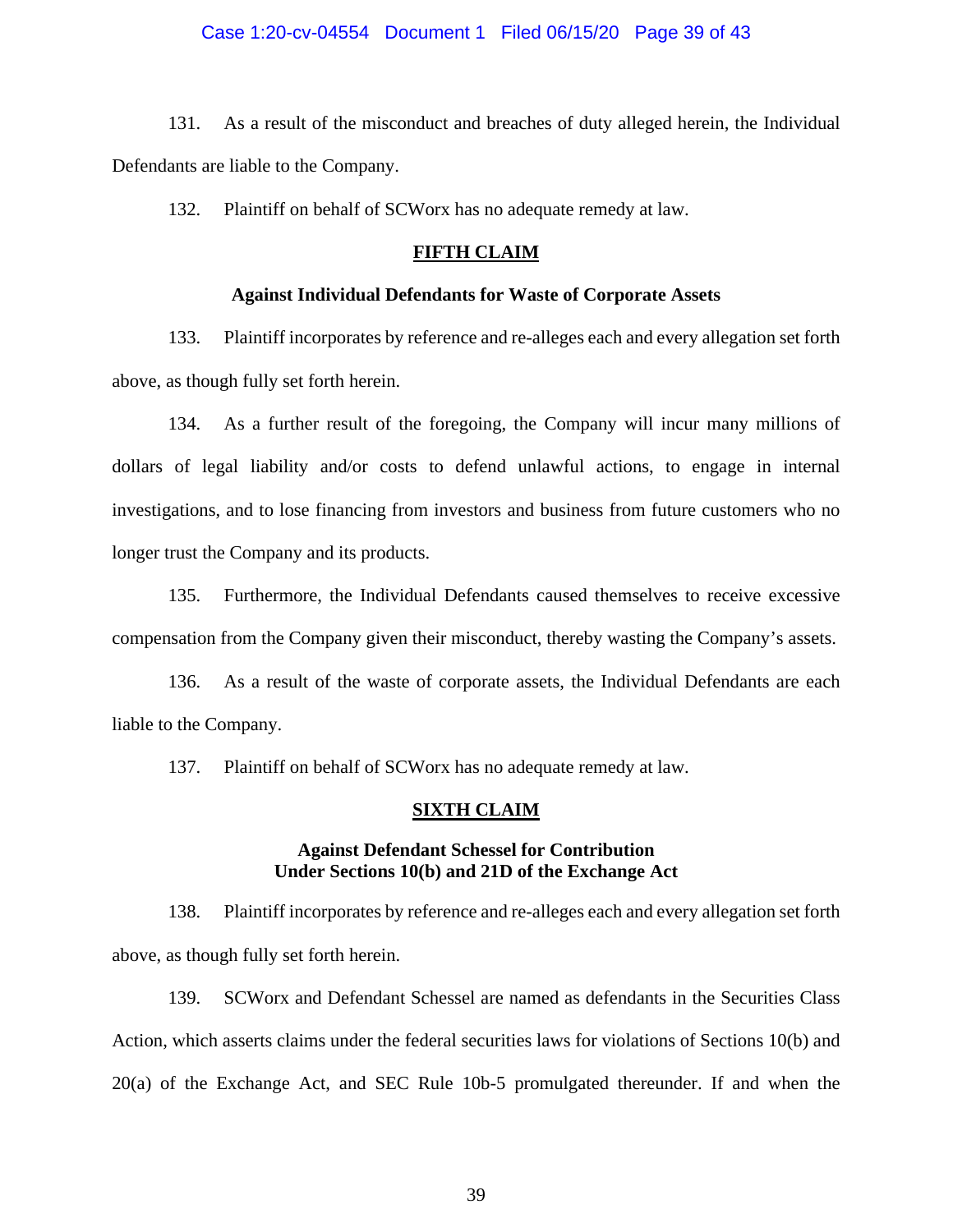131. As a result of the misconduct and breaches of duty alleged herein, the Individual Defendants are liable to the Company.

132. Plaintiff on behalf of SCWorx has no adequate remedy at law.

## **FIFTH CLAIM**

### **Against Individual Defendants for Waste of Corporate Assets**

133. Plaintiff incorporates by reference and re-alleges each and every allegation set forth above, as though fully set forth herein.

134. As a further result of the foregoing, the Company will incur many millions of dollars of legal liability and/or costs to defend unlawful actions, to engage in internal investigations, and to lose financing from investors and business from future customers who no longer trust the Company and its products.

135. Furthermore, the Individual Defendants caused themselves to receive excessive compensation from the Company given their misconduct, thereby wasting the Company's assets.

136. As a result of the waste of corporate assets, the Individual Defendants are each liable to the Company.

137. Plaintiff on behalf of SCWorx has no adequate remedy at law.

## **SIXTH CLAIM**

### **Against Defendant Schessel for Contribution Under Sections 10(b) and 21D of the Exchange Act**

138. Plaintiff incorporates by reference and re-alleges each and every allegation set forth above, as though fully set forth herein.

139. SCWorx and Defendant Schessel are named as defendants in the Securities Class Action, which asserts claims under the federal securities laws for violations of Sections 10(b) and 20(a) of the Exchange Act, and SEC Rule 10b-5 promulgated thereunder. If and when the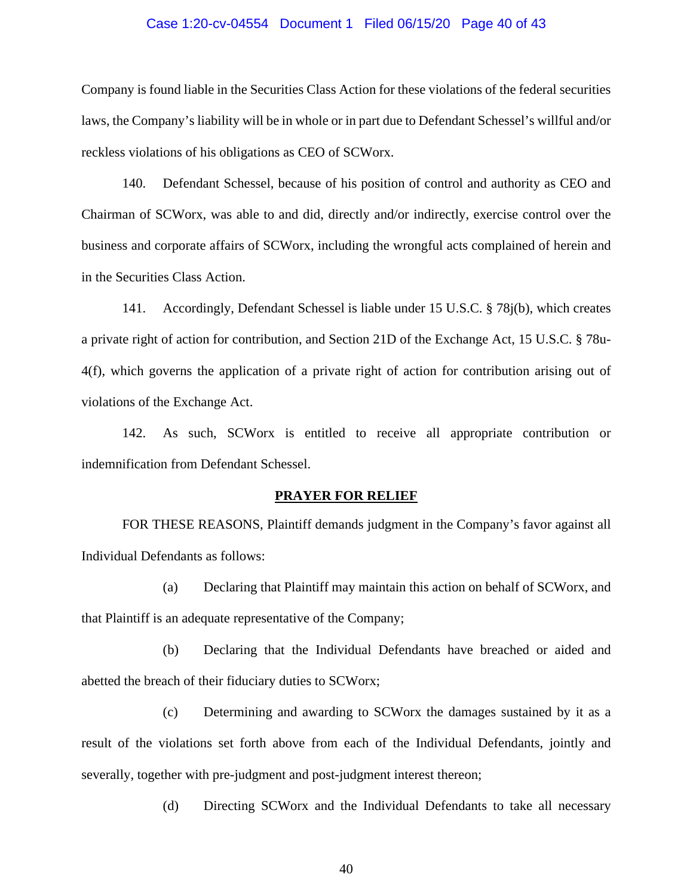Company is found liable in the Securities Class Action for these violations of the federal securities laws, the Company's liability will be in whole or in part due to Defendant Schessel's willful and/or reckless violations of his obligations as CEO of SCWorx.

140. Defendant Schessel, because of his position of control and authority as CEO and Chairman of SCWorx, was able to and did, directly and/or indirectly, exercise control over the business and corporate affairs of SCWorx, including the wrongful acts complained of herein and in the Securities Class Action.

141. Accordingly, Defendant Schessel is liable under 15 U.S.C. § 78j(b), which creates a private right of action for contribution, and Section 21D of the Exchange Act, 15 U.S.C. § 78u-4(f), which governs the application of a private right of action for contribution arising out of violations of the Exchange Act.

142. As such, SCWorx is entitled to receive all appropriate contribution or indemnification from Defendant Schessel.

## PRAYER FOR RELIEF

FOR THESE REASONS, Plaintiff demands judgment in the Company's favor against all Individual Defendants as follows:

(a) Declaring that Plaintiff may maintain this action on behalf of SCWorx, and that Plaintiff is an adequate representative of the Company;

(b) Declaring that the Individual Defendants have breached or aided and abetted the breach of their fiduciary duties to SCWorx;

(c) Determining and awarding to SCWorx the damages sustained by it as a result of the violations set forth above from each of the Individual Defendants, jointly and severally, together with pre-judgment and post-judgment interest thereon;

(d) Directing SCWorx and the Individual Defendants to take all necessary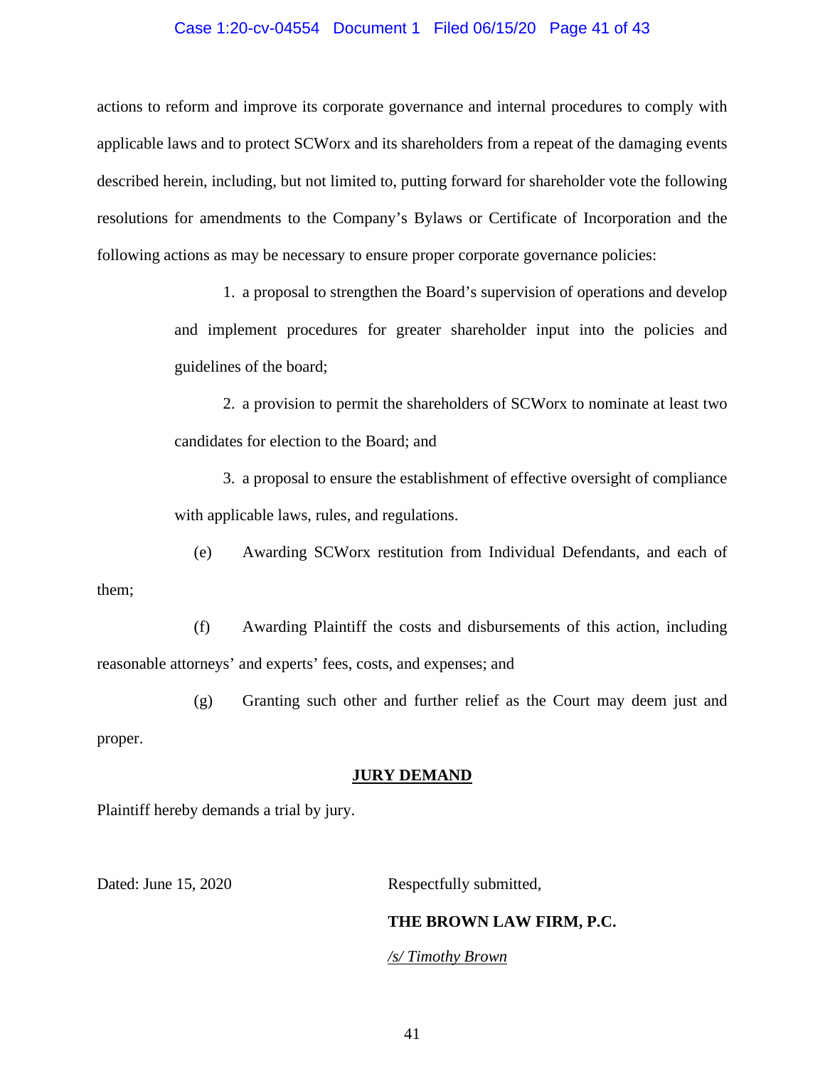actions to reform and improve its corporate governance and internal procedures to comply with applicable laws and to protect SCWorx and its shareholders from a repeat of the damaging events described herein, including, but not limited to, putting forward for shareholder vote the following resolutions for amendments to the Company's Bylaws or Certificate of Incorporation and the following actions as may be necessary to ensure proper corporate governance policies:

1. a proposal to strengthen the Board's supervision of operations and develop and implement procedures for greater shareholder input into the policies and guidelines of the board;

2. a provision to permit the shareholders of SCWorx to nominate at least two candidates for election to the Board; and

3. a proposal to ensure the establishment of effective oversight of compliance with applicable laws, rules, and regulations.

(e) Awarding SCWorx restitution from Individual Defendants, and each of them;

(f) Awarding Plaintiff the costs and disbursements of this action, including reasonable attorneys' and experts' fees, costs, and expenses; and

(g) Granting such other and further relief as the Court may deem just and proper.

**JURY DEMAND**

Plaintiff hereby demands a trial by jury.

Dated: June 15, 2020

Respectfully submitted,

**THE BROWN LAW FIRM, P.C.**

*/s/ Timothy Brown*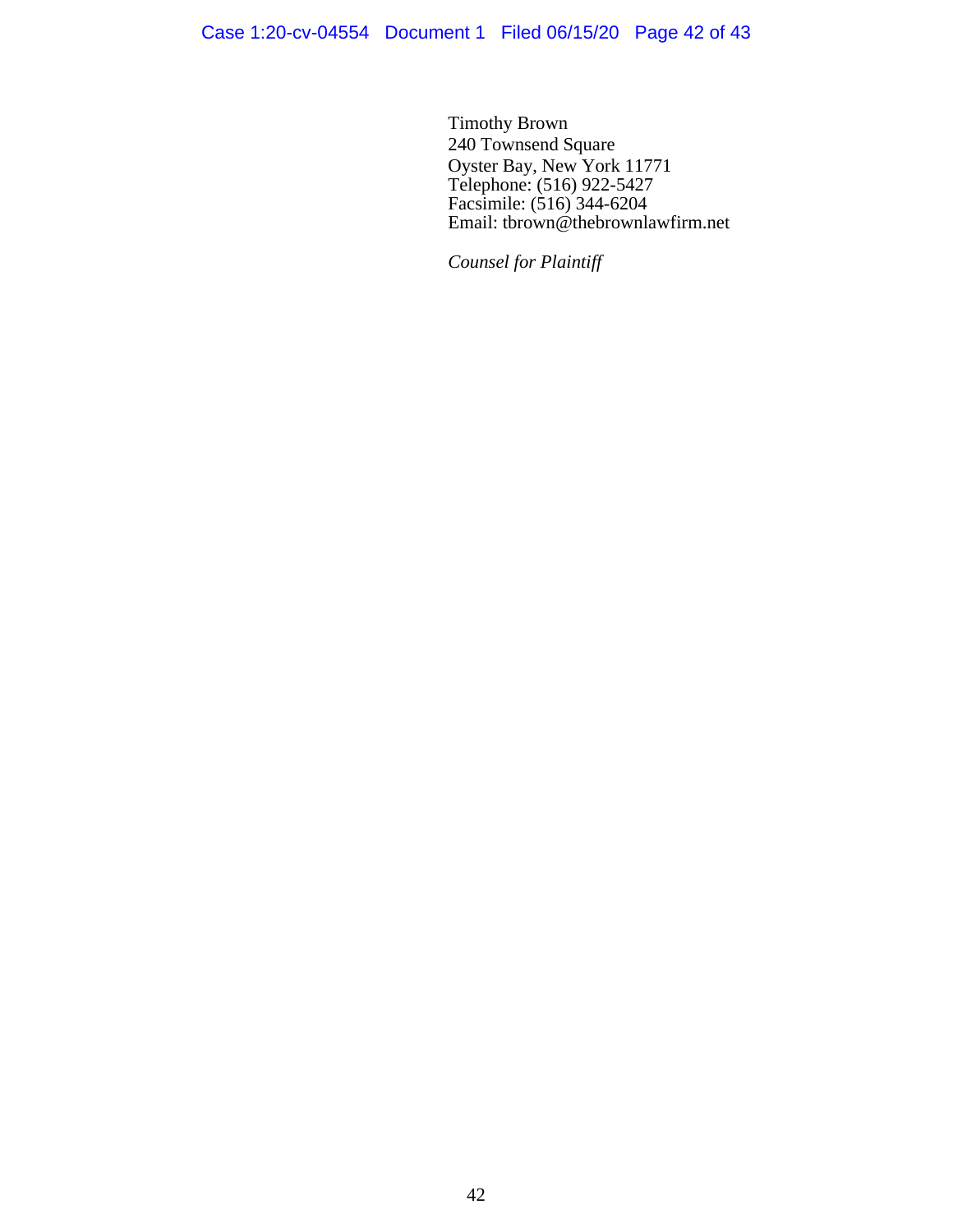Timothy Brown
240 Townsend Square
Oyster Bay, New York 11771
Telephone: (516) 922-5427
Facsimile: (516) 344-6204
Email: tbrown@thebrownlawfirm.net

*Counsel for Plaintiff*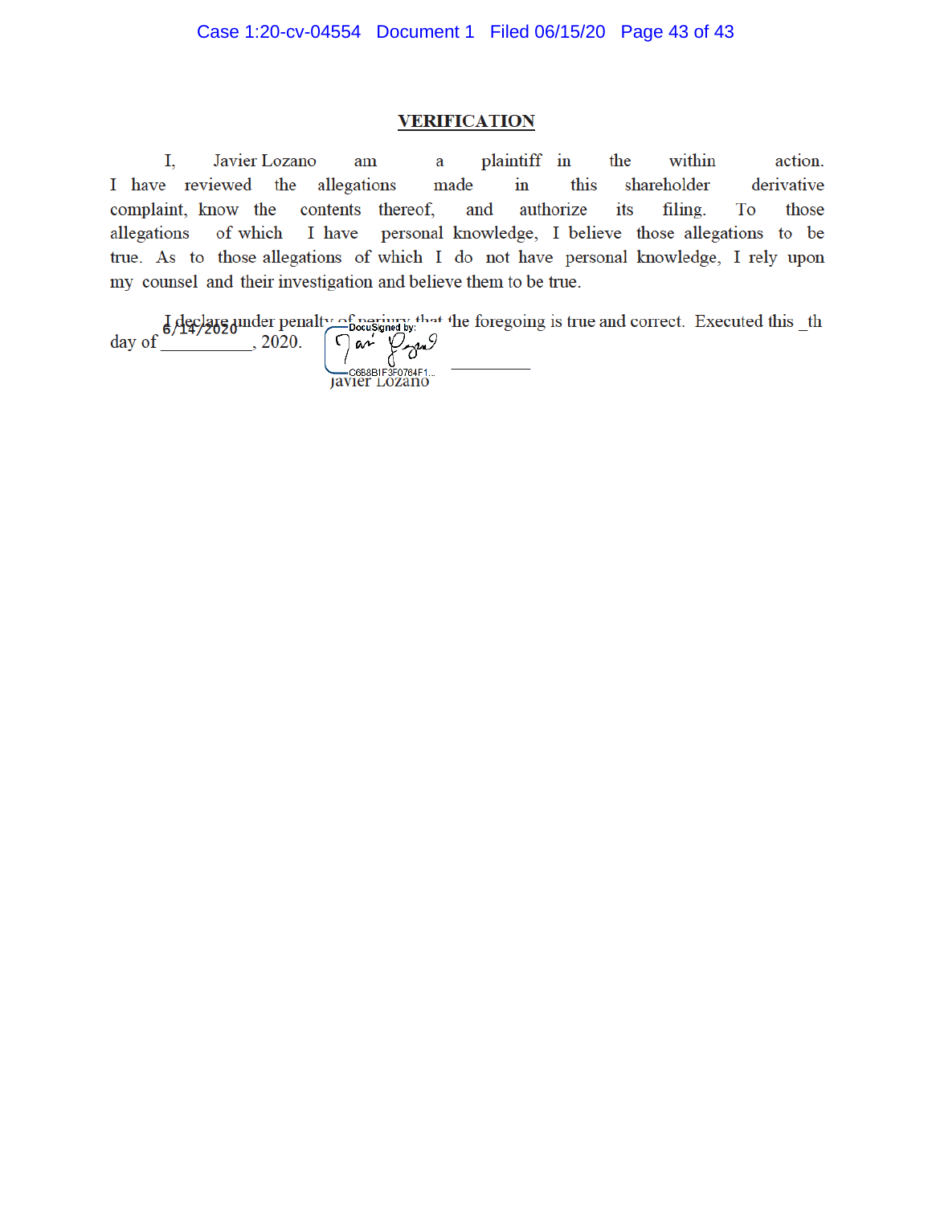## VERIFICATION

I, Javier Lozano am a plaintiff in the within action. I have reviewed the allegations made in this shareholder derivative complaint, know the contents thereof, and authorize its filing. To those allegations of which I have personal knowledge, I believe those allegations to be true. As to those allegations of which I do not have personal knowledge, I rely upon my counsel and their investigation and believe them to be true.

I declare under penalty of perjury that the foregoing is true and correct. Executed this _th day of 6/14/2020, 2020.

DocuSigned by:

C6B8B1F3F0764F1...

Javier Lozano